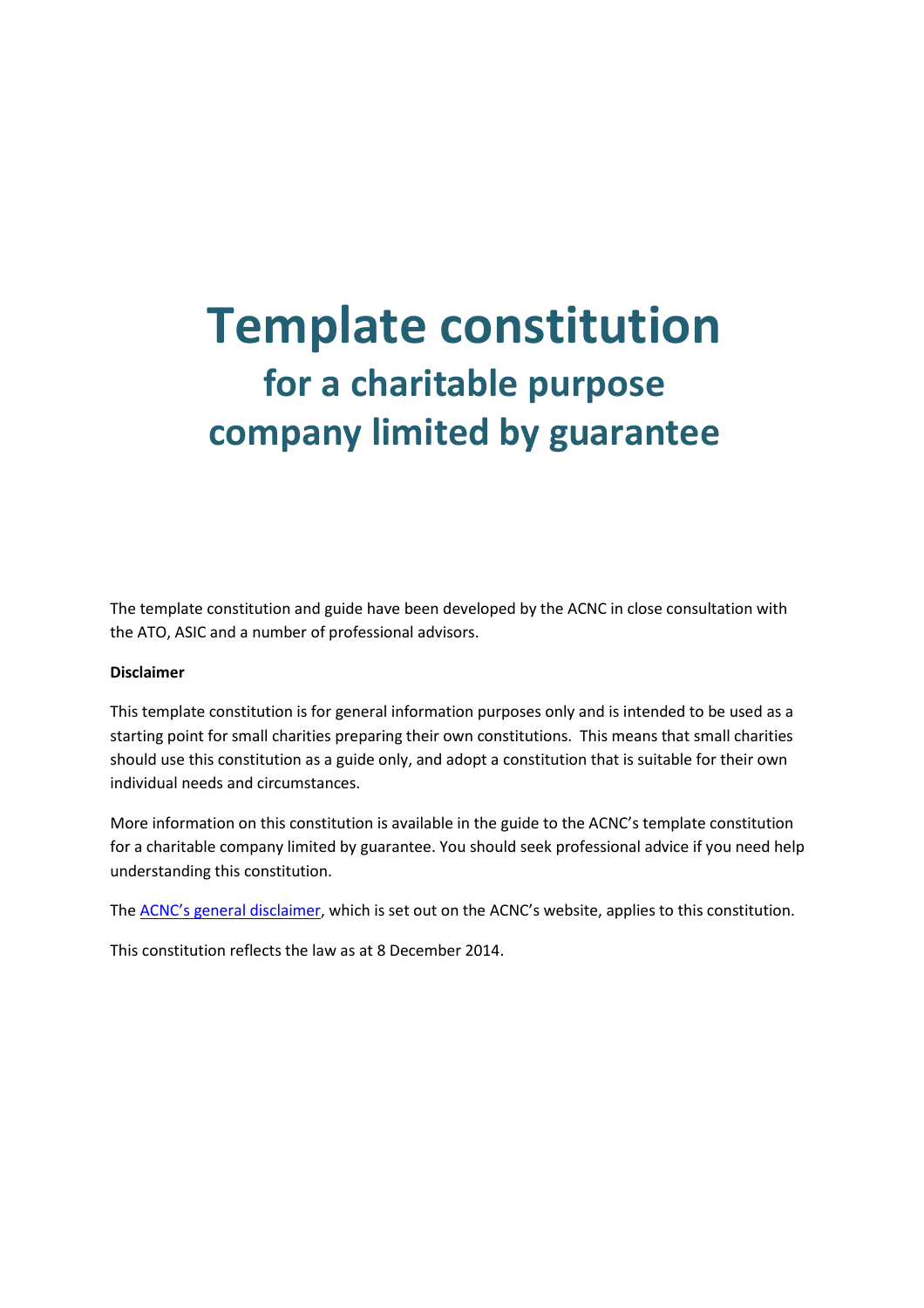# Template constitution

## for a charitable purpose company limited by guarantee

The template constitution and guide have been developed by the ACNC in close consultation with the ATO, ASIC and a number of professional advisors.

**Disclaimer**

This template constitution is for general information purposes only and is intended to be used as a starting point for small charities preparing their own constitutions. This means that small charities should use this constitution as a guide only, and adopt a constitution that is suitable for their own individual needs and circumstances.

More information on this constitution is available in the guide to the ACNC's template constitution for a charitable company limited by guarantee. You should seek professional advice if you need help understanding this constitution.

The ACNC's general disclaimer, which is set out on the ACNC's website, applies to this constitution.

This constitution reflects the law as at 8 December 2014.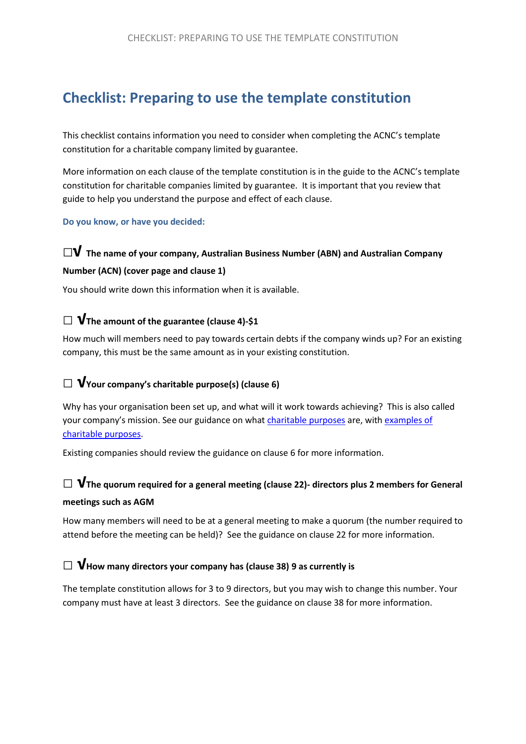# Checklist: Preparing to use the template constitution

This checklist contains information you need to consider when completing the ACNC's template constitution for a charitable company limited by guarantee.

More information on each clause of the template constitution is in the guide to the ACNC's template constitution for charitable companies limited by guarantee. It is important that you review that guide to help you understand the purpose and effect of each clause.

**Do you know, or have you decided:**

### ☐√ The name of your company, Australian Business Number (ABN) and Australian Company Number (ACN) (cover page and clause 1)

You should write down this information when it is available.

### ☐ √The amount of the guarantee (clause 4)-$1

How much will members need to pay towards certain debts if the company winds up? For an existing company, this must be the same amount as in your existing constitution.

### ☐ √Your company's charitable purpose(s) (clause 6)

Why has your organisation been set up, and what will it work towards achieving? This is also called your company's mission. See our guidance on what charitable purposes are, with examples of charitable purposes.

Existing companies should review the guidance on clause 6 for more information.

### ☐ √The quorum required for a general meeting (clause 22)- directors plus 2 members for General meetings such as AGM

How many members will need to be at a general meeting to make a quorum (the number required to attend before the meeting can be held)? See the guidance on clause 22 for more information.

### ☐ √How many directors your company has (clause 38) 9 as currently is

The template constitution allows for 3 to 9 directors, but you may wish to change this number. Your company must have at least 3 directors. See the guidance on clause 38 for more information.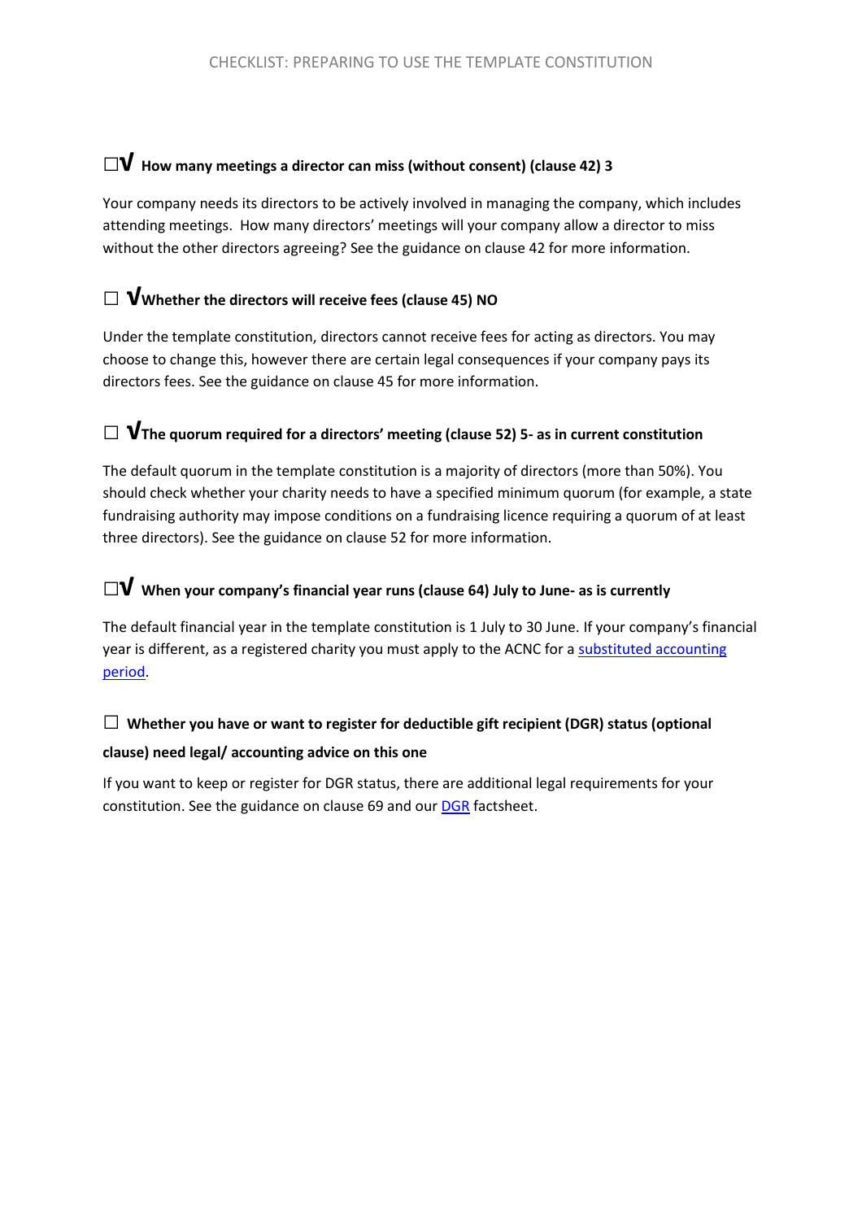☐√ **How many meetings a director can miss (without consent) (clause 42) 3**

Your company needs its directors to be actively involved in managing the company, which includes attending meetings. How many directors' meetings will your company allow a director to miss without the other directors agreeing? See the guidance on clause 42 for more information.

☐ √**Whether the directors will receive fees (clause 45) NO**

Under the template constitution, directors cannot receive fees for acting as directors. You may choose to change this, however there are certain legal consequences if your company pays its directors fees. See the guidance on clause 45 for more information.

☐ √**The quorum required for a directors' meeting (clause 52) 5- as in current constitution**

The default quorum in the template constitution is a majority of directors (more than 50%). You should check whether your charity needs to have a specified minimum quorum (for example, a state fundraising authority may impose conditions on a fundraising licence requiring a quorum of at least three directors). See the guidance on clause 52 for more information.

☐√ **When your company's financial year runs (clause 64) July to June- as is currently**

The default financial year in the template constitution is 1 July to 30 June. If your company's financial year is different, as a registered charity you must apply to the ACNC for a substituted accounting period.

☐ **Whether you have or want to register for deductible gift recipient (DGR) status (optional clause) need legal/ accounting advice on this one**

If you want to keep or register for DGR status, there are additional legal requirements for your constitution. See the guidance on clause 69 and our DGR factsheet.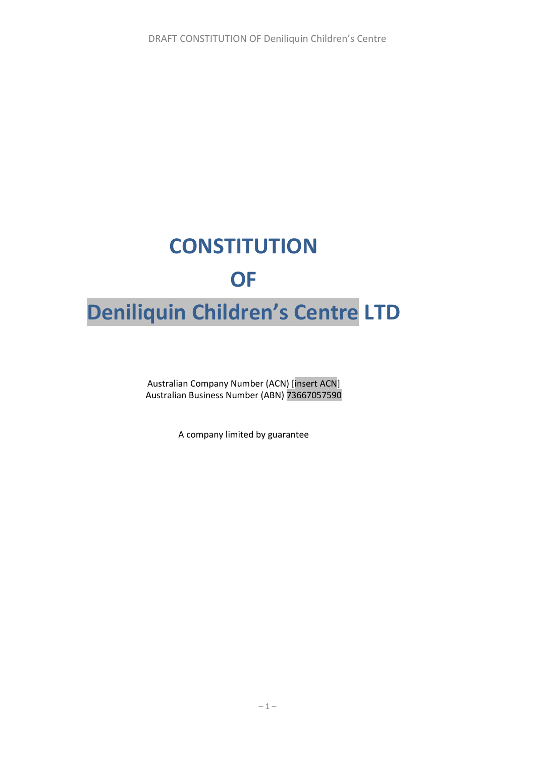# CONSTITUTION

# OF

# Deniliquin Children's Centre LTD

Australian Company Number (ACN) [insert ACN]
Australian Business Number (ABN) 73667057590

A company limited by guarantee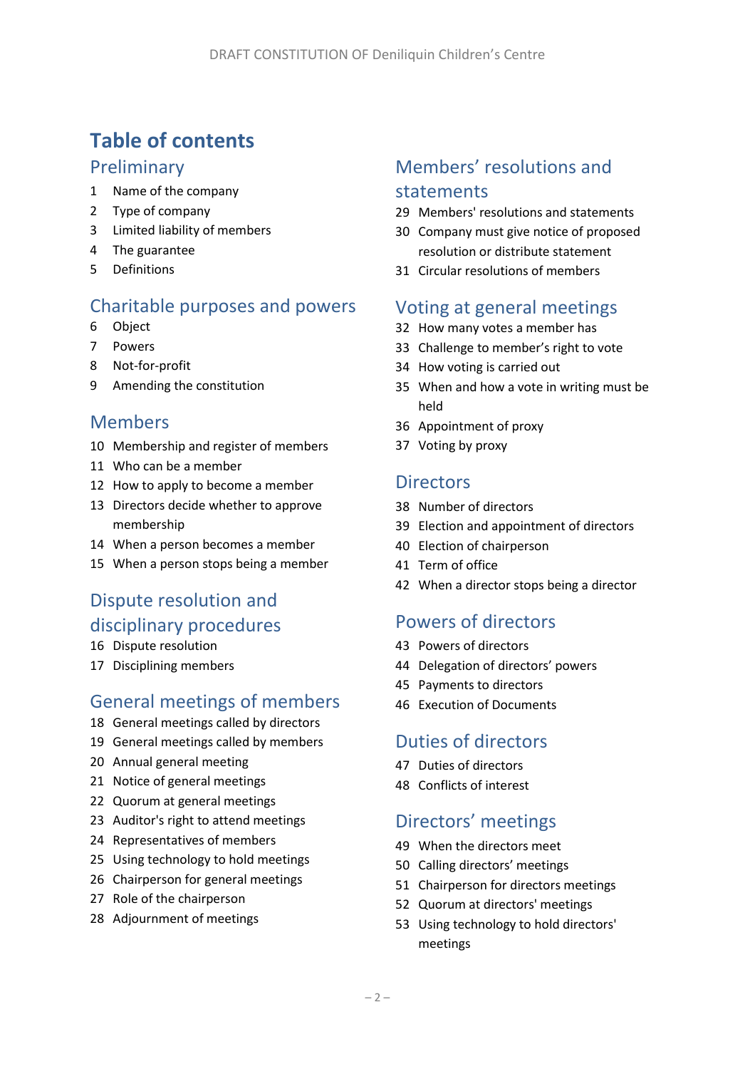# Table of contents

## Preliminary

1 Name of the company
2 Type of company
3 Limited liability of members
4 The guarantee
5 Definitions

## Charitable purposes and powers

6 Object
7 Powers
8 Not-for-profit
9 Amending the constitution

## Members

10 Membership and register of members
11 Who can be a member
12 How to apply to become a member
13 Directors decide whether to approve membership
14 When a person becomes a member
15 When a person stops being a member

## Dispute resolution and disciplinary procedures

16 Dispute resolution
17 Disciplining members

## General meetings of members

18 General meetings called by directors
19 General meetings called by members
20 Annual general meeting
21 Notice of general meetings
22 Quorum at general meetings
23 Auditor's right to attend meetings
24 Representatives of members
25 Using technology to hold meetings
26 Chairperson for general meetings
27 Role of the chairperson
28 Adjournment of meetings

## Members' resolutions and statements

29 Members' resolutions and statements
30 Company must give notice of proposed resolution or distribute statement
31 Circular resolutions of members

## Voting at general meetings

32 How many votes a member has
33 Challenge to member's right to vote
34 How voting is carried out
35 When and how a vote in writing must be held
36 Appointment of proxy
37 Voting by proxy

## Directors

38 Number of directors
39 Election and appointment of directors
40 Election of chairperson
41 Term of office
42 When a director stops being a director

## Powers of directors

43 Powers of directors
44 Delegation of directors' powers
45 Payments to directors
46 Execution of Documents

## Duties of directors

47 Duties of directors
48 Conflicts of interest

## Directors' meetings

49 When the directors meet
50 Calling directors' meetings
51 Chairperson for directors meetings
52 Quorum at directors' meetings
53 Using technology to hold directors' meetings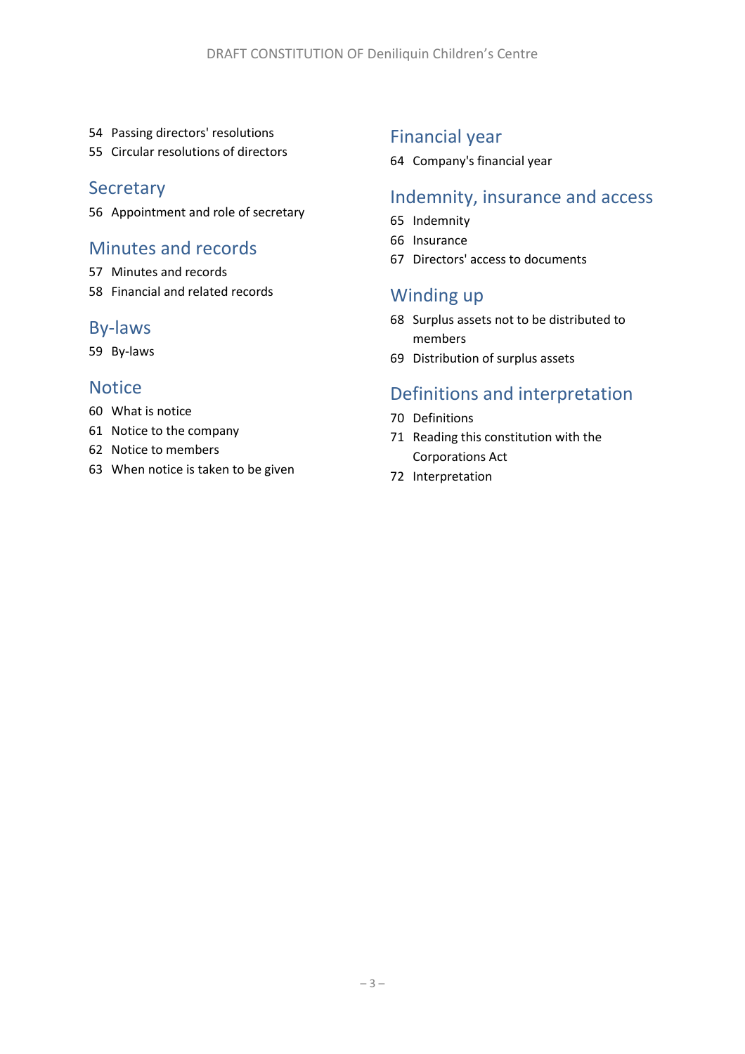54 Passing directors' resolutions

55 Circular resolutions of directors

## Secretary

56 Appointment and role of secretary

## Minutes and records

57 Minutes and records

58 Financial and related records

## By-laws

59 By-laws

## Notice

60 What is notice

61 Notice to the company

62 Notice to members

63 When notice is taken to be given

## Financial year

64 Company's financial year

## Indemnity, insurance and access

65 Indemnity

66 Insurance

67 Directors' access to documents

## Winding up

68 Surplus assets not to be distributed to members

69 Distribution of surplus assets

## Definitions and interpretation

70 Definitions

71 Reading this constitution with the Corporations Act

72 Interpretation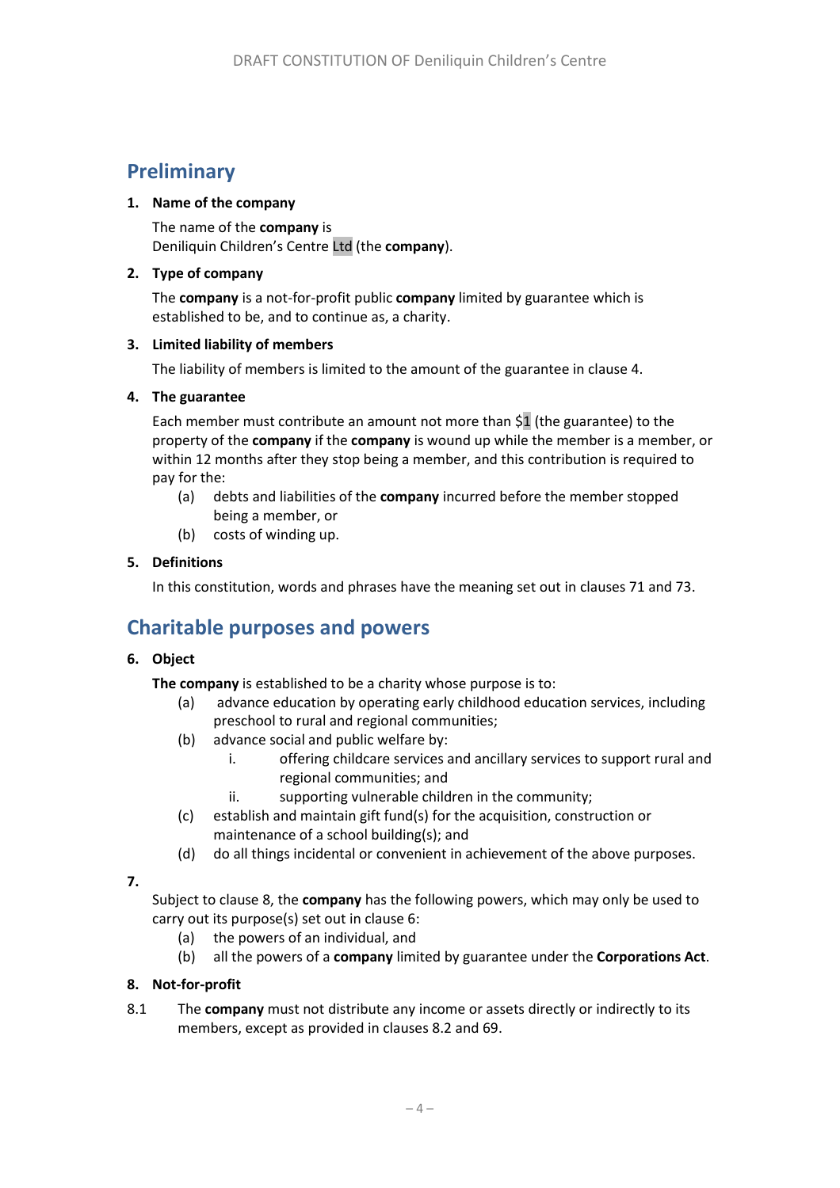## Preliminary

**1. Name of the company**

The name of the **company** is
Deniliquin Children's Centre Ltd (the **company**).

**2. Type of company**

The **company** is a not-for-profit public **company** limited by guarantee which is established to be, and to continue as, a charity.

**3. Limited liability of members**

The liability of members is limited to the amount of the guarantee in clause 4.

**4. The guarantee**

Each member must contribute an amount not more than $1 (the guarantee) to the property of the **company** if the **company** is wound up while the member is a member, or within 12 months after they stop being a member, and this contribution is required to pay for the:

- (a) debts and liabilities of the **company** incurred before the member stopped being a member, or
- (b) costs of winding up.

**5. Definitions**

In this constitution, words and phrases have the meaning set out in clauses 71 and 73.

## Charitable purposes and powers

**6. Object**

**The company** is established to be a charity whose purpose is to:

- (a) advance education by operating early childhood education services, including preschool to rural and regional communities;
- (b) advance social and public welfare by:
  - i. offering childcare services and ancillary services to support rural and regional communities; and
  - ii. supporting vulnerable children in the community;
- (c) establish and maintain gift fund(s) for the acquisition, construction or maintenance of a school building(s); and
- (d) do all things incidental or convenient in achievement of the above purposes.

**7.**

Subject to clause 8, the **company** has the following powers, which may only be used to carry out its purpose(s) set out in clause 6:

- (a) the powers of an individual, and
- (b) all the powers of a **company** limited by guarantee under the **Corporations Act**.

**8. Not-for-profit**

8.1 The **company** must not distribute any income or assets directly or indirectly to its members, except as provided in clauses 8.2 and 69.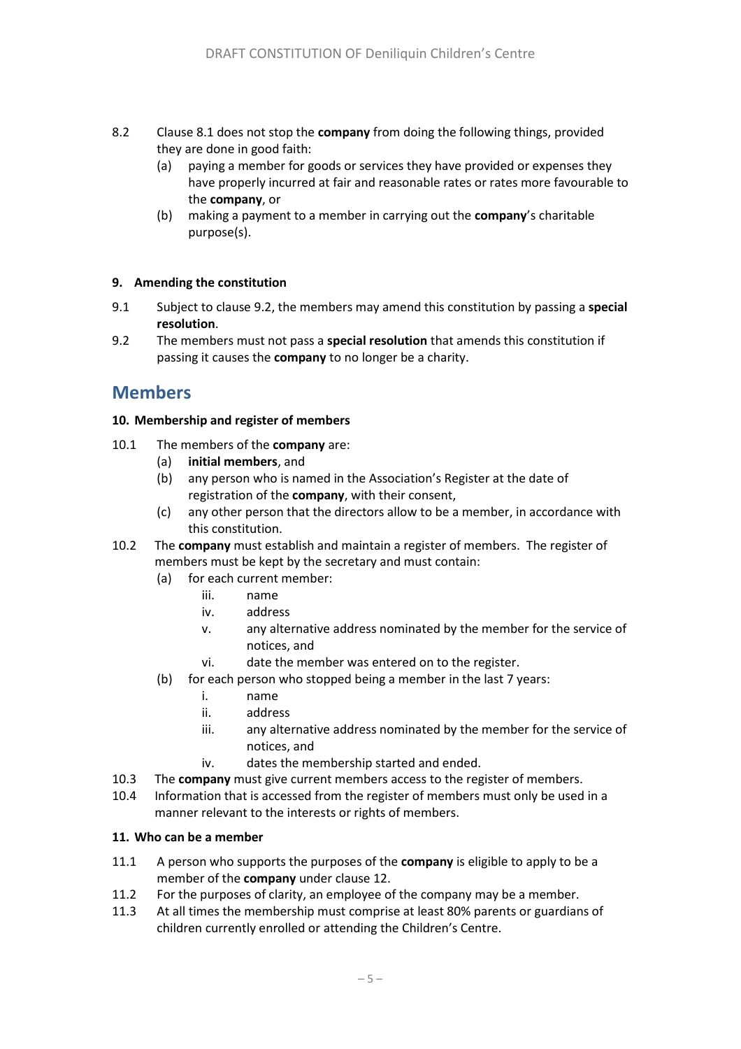8.2 Clause 8.1 does not stop the **company** from doing the following things, provided they are done in good faith:

(a) paying a member for goods or services they have provided or expenses they have properly incurred at fair and reasonable rates or rates more favourable to the **company**, or

(b) making a payment to a member in carrying out the **company**'s charitable purpose(s).

**9. Amending the constitution**

9.1 Subject to clause 9.2, the members may amend this constitution by passing a **special resolution**.

9.2 The members must not pass a **special resolution** that amends this constitution if passing it causes the **company** to no longer be a charity.

## Members

**10. Membership and register of members**

10.1 The members of the **company** are:

(a) **initial members**, and

(b) any person who is named in the Association's Register at the date of registration of the **company**, with their consent,

(c) any other person that the directors allow to be a member, in accordance with this constitution.

10.2 The **company** must establish and maintain a register of members. The register of members must be kept by the secretary and must contain:

(a) for each current member:

iii. name

iv. address

v. any alternative address nominated by the member for the service of notices, and

vi. date the member was entered on to the register.

(b) for each person who stopped being a member in the last 7 years:

i. name

ii. address

iii. any alternative address nominated by the member for the service of notices, and

iv. dates the membership started and ended.

10.3 The **company** must give current members access to the register of members.

10.4 Information that is accessed from the register of members must only be used in a manner relevant to the interests or rights of members.

**11. Who can be a member**

11.1 A person who supports the purposes of the **company** is eligible to apply to be a member of the **company** under clause 12.

11.2 For the purposes of clarity, an employee of the company may be a member.

11.3 At all times the membership must comprise at least 80% parents or guardians of children currently enrolled or attending the Children's Centre.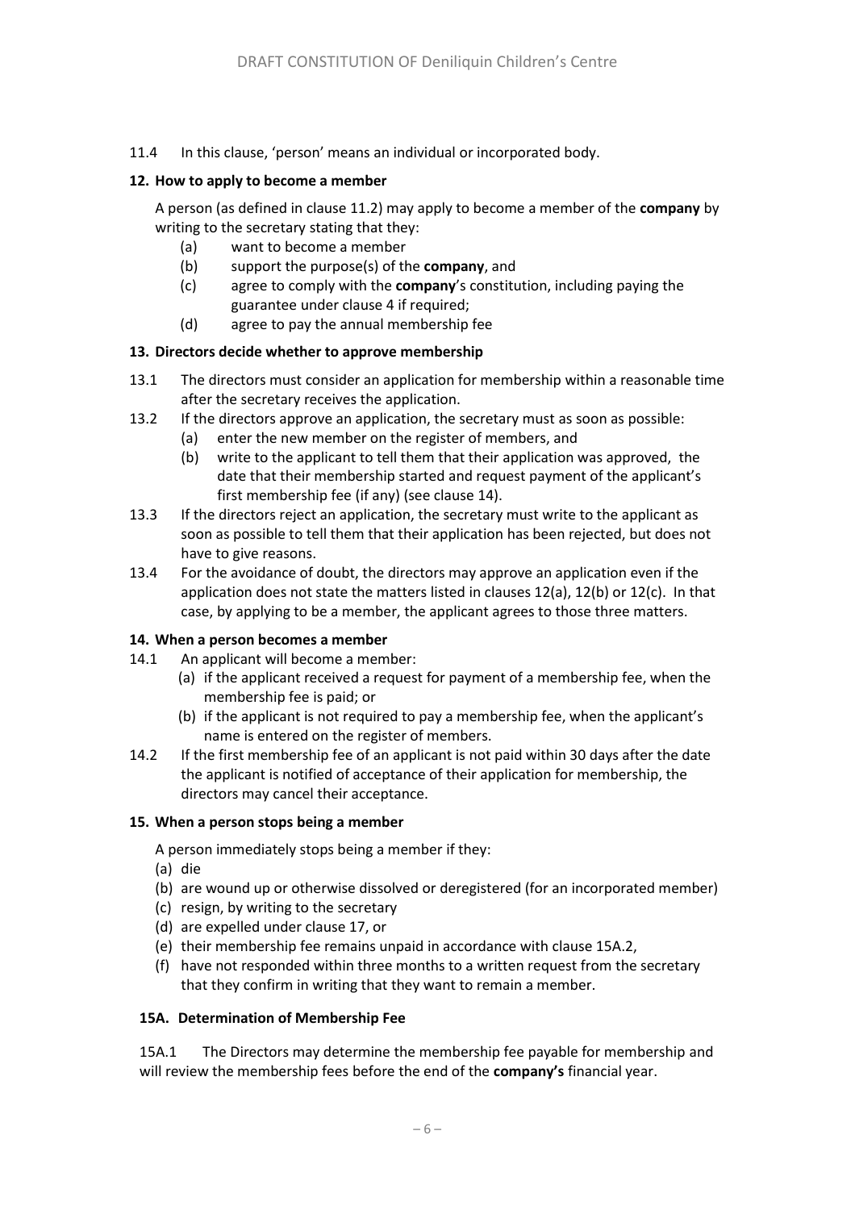11.4 In this clause, 'person' means an individual or incorporated body.

**12. How to apply to become a member**

A person (as defined in clause 11.2) may apply to become a member of the **company** by writing to the secretary stating that they:

(a) want to become a member

(b) support the purpose(s) of the **company**, and

(c) agree to comply with the **company**'s constitution, including paying the guarantee under clause 4 if required;

(d) agree to pay the annual membership fee

**13. Directors decide whether to approve membership**

13.1 The directors must consider an application for membership within a reasonable time after the secretary receives the application.

13.2 If the directors approve an application, the secretary must as soon as possible:

(a) enter the new member on the register of members, and

(b) write to the applicant to tell them that their application was approved, the date that their membership started and request payment of the applicant's first membership fee (if any) (see clause 14).

13.3 If the directors reject an application, the secretary must write to the applicant as soon as possible to tell them that their application has been rejected, but does not have to give reasons.

13.4 For the avoidance of doubt, the directors may approve an application even if the application does not state the matters listed in clauses 12(a), 12(b) or 12(c). In that case, by applying to be a member, the applicant agrees to those three matters.

**14. When a person becomes a member**

14.1 An applicant will become a member:

(a) if the applicant received a request for payment of a membership fee, when the membership fee is paid; or

(b) if the applicant is not required to pay a membership fee, when the applicant's name is entered on the register of members.

14.2 If the first membership fee of an applicant is not paid within 30 days after the date the applicant is notified of acceptance of their application for membership, the directors may cancel their acceptance.

**15. When a person stops being a member**

A person immediately stops being a member if they:

(a) die

(b) are wound up or otherwise dissolved or deregistered (for an incorporated member)

(c) resign, by writing to the secretary

(d) are expelled under clause 17, or

(e) their membership fee remains unpaid in accordance with clause 15A.2,

(f) have not responded within three months to a written request from the secretary that they confirm in writing that they want to remain a member.

**15A. Determination of Membership Fee**

15A.1 The Directors may determine the membership fee payable for membership and will review the membership fees before the end of the **company's** financial year.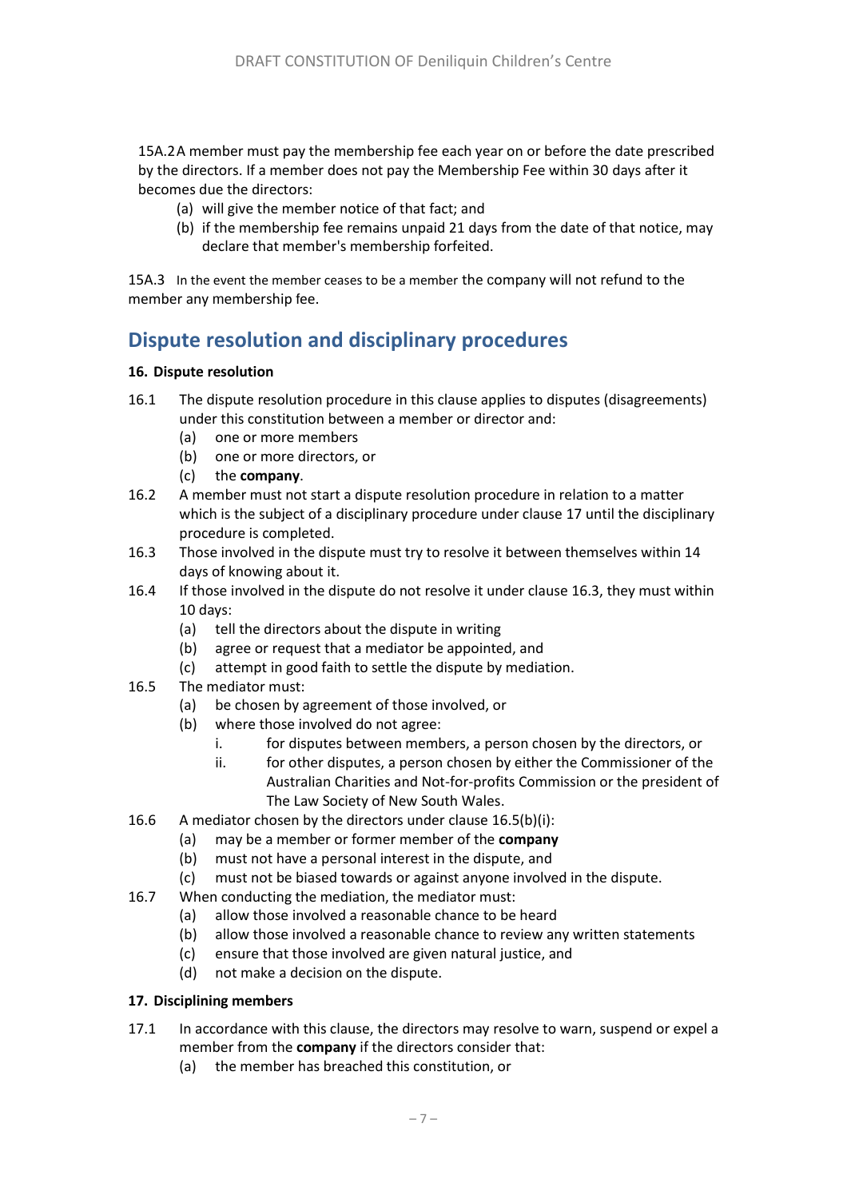15A.2 A member must pay the membership fee each year on or before the date prescribed by the directors. If a member does not pay the Membership Fee within 30 days after it becomes due the directors:

(a) will give the member notice of that fact; and
(b) if the membership fee remains unpaid 21 days from the date of that notice, may declare that member's membership forfeited.

15A.3 In the event the member ceases to be a member the company will not refund to the member any membership fee.

## Dispute resolution and disciplinary procedures

### 16. Dispute resolution

16.1 The dispute resolution procedure in this clause applies to disputes (disagreements) under this constitution between a member or director and:

(a) one or more members
(b) one or more directors, or
(c) the **company**.

16.2 A member must not start a dispute resolution procedure in relation to a matter which is the subject of a disciplinary procedure under clause 17 until the disciplinary procedure is completed.

16.3 Those involved in the dispute must try to resolve it between themselves within 14 days of knowing about it.

16.4 If those involved in the dispute do not resolve it under clause 16.3, they must within 10 days:

(a) tell the directors about the dispute in writing
(b) agree or request that a mediator be appointed, and
(c) attempt in good faith to settle the dispute by mediation.

16.5 The mediator must:

(a) be chosen by agreement of those involved, or
(b) where those involved do not agree:
    i. for disputes between members, a person chosen by the directors, or
    ii. for other disputes, a person chosen by either the Commissioner of the Australian Charities and Not-for-profits Commission or the president of The Law Society of New South Wales.

16.6 A mediator chosen by the directors under clause 16.5(b)(i):

(a) may be a member or former member of the **company**
(b) must not have a personal interest in the dispute, and
(c) must not be biased towards or against anyone involved in the dispute.

16.7 When conducting the mediation, the mediator must:

(a) allow those involved a reasonable chance to be heard
(b) allow those involved a reasonable chance to review any written statements
(c) ensure that those involved are given natural justice, and
(d) not make a decision on the dispute.

### 17. Disciplining members

17.1 In accordance with this clause, the directors may resolve to warn, suspend or expel a member from the **company** if the directors consider that:

(a) the member has breached this constitution, or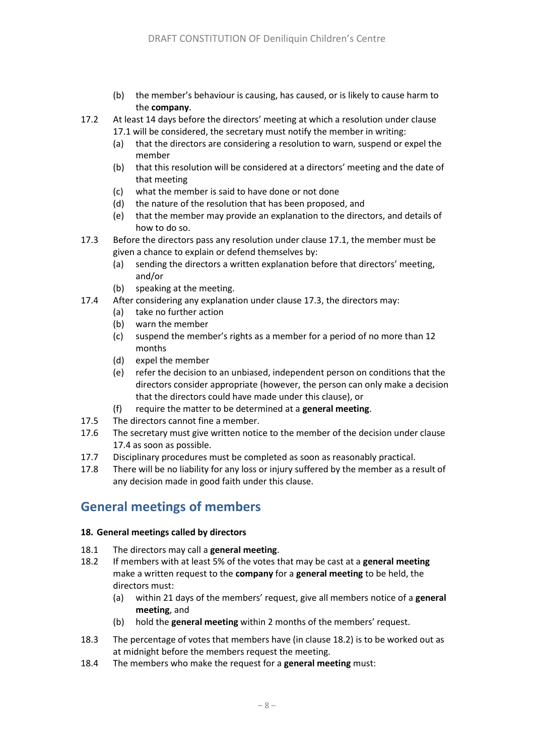(b) the member's behaviour is causing, has caused, or is likely to cause harm to the **company**.

17.2 At least 14 days before the directors' meeting at which a resolution under clause 17.1 will be considered, the secretary must notify the member in writing:

(a) that the directors are considering a resolution to warn, suspend or expel the member

(b) that this resolution will be considered at a directors' meeting and the date of that meeting

(c) what the member is said to have done or not done

(d) the nature of the resolution that has been proposed, and

(e) that the member may provide an explanation to the directors, and details of how to do so.

17.3 Before the directors pass any resolution under clause 17.1, the member must be given a chance to explain or defend themselves by:

(a) sending the directors a written explanation before that directors' meeting, and/or

(b) speaking at the meeting.

17.4 After considering any explanation under clause 17.3, the directors may:

(a) take no further action

(b) warn the member

(c) suspend the member's rights as a member for a period of no more than 12 months

(d) expel the member

(e) refer the decision to an unbiased, independent person on conditions that the directors consider appropriate (however, the person can only make a decision that the directors could have made under this clause), or

(f) require the matter to be determined at a **general meeting**.

17.5 The directors cannot fine a member.

17.6 The secretary must give written notice to the member of the decision under clause 17.4 as soon as possible.

17.7 Disciplinary procedures must be completed as soon as reasonably practical.

17.8 There will be no liability for any loss or injury suffered by the member as a result of any decision made in good faith under this clause.

## General meetings of members

### 18. General meetings called by directors

18.1 The directors may call a **general meeting**.

18.2 If members with at least 5% of the votes that may be cast at a **general meeting** make a written request to the **company** for a **general meeting** to be held, the directors must:

(a) within 21 days of the members' request, give all members notice of a **general meeting**, and

(b) hold the **general meeting** within 2 months of the members' request.

18.3 The percentage of votes that members have (in clause 18.2) is to be worked out as at midnight before the members request the meeting.

18.4 The members who make the request for a **general meeting** must: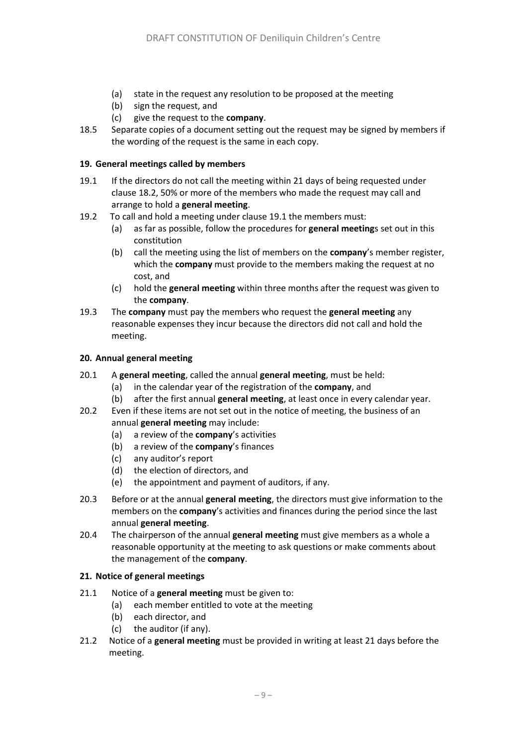(a) state in the request any resolution to be proposed at the meeting
(b) sign the request, and
(c) give the request to the **company**.

18.5 Separate copies of a document setting out the request may be signed by members if the wording of the request is the same in each copy.

**19. General meetings called by members**

19.1 If the directors do not call the meeting within 21 days of being requested under clause 18.2, 50% or more of the members who made the request may call and arrange to hold a **general meeting**.

19.2 To call and hold a meeting under clause 19.1 the members must:

(a) as far as possible, follow the procedures for **general meeting**s set out in this constitution
(b) call the meeting using the list of members on the **company**'s member register, which the **company** must provide to the members making the request at no cost, and
(c) hold the **general meeting** within three months after the request was given to the **company**.

19.3 The **company** must pay the members who request the **general meeting** any reasonable expenses they incur because the directors did not call and hold the meeting.

**20. Annual general meeting**

20.1 A **general meeting**, called the annual **general meeting**, must be held:

(a) in the calendar year of the registration of the **company**, and
(b) after the first annual **general meeting**, at least once in every calendar year.

20.2 Even if these items are not set out in the notice of meeting, the business of an annual **general meeting** may include:

(a) a review of the **company**'s activities
(b) a review of the **company**'s finances
(c) any auditor's report
(d) the election of directors, and
(e) the appointment and payment of auditors, if any.

20.3 Before or at the annual **general meeting**, the directors must give information to the members on the **company**'s activities and finances during the period since the last annual **general meeting**.

20.4 The chairperson of the annual **general meeting** must give members as a whole a reasonable opportunity at the meeting to ask questions or make comments about the management of the **company**.

**21. Notice of general meetings**

21.1 Notice of a **general meeting** must be given to:

(a) each member entitled to vote at the meeting
(b) each director, and
(c) the auditor (if any).

21.2 Notice of a **general meeting** must be provided in writing at least 21 days before the meeting.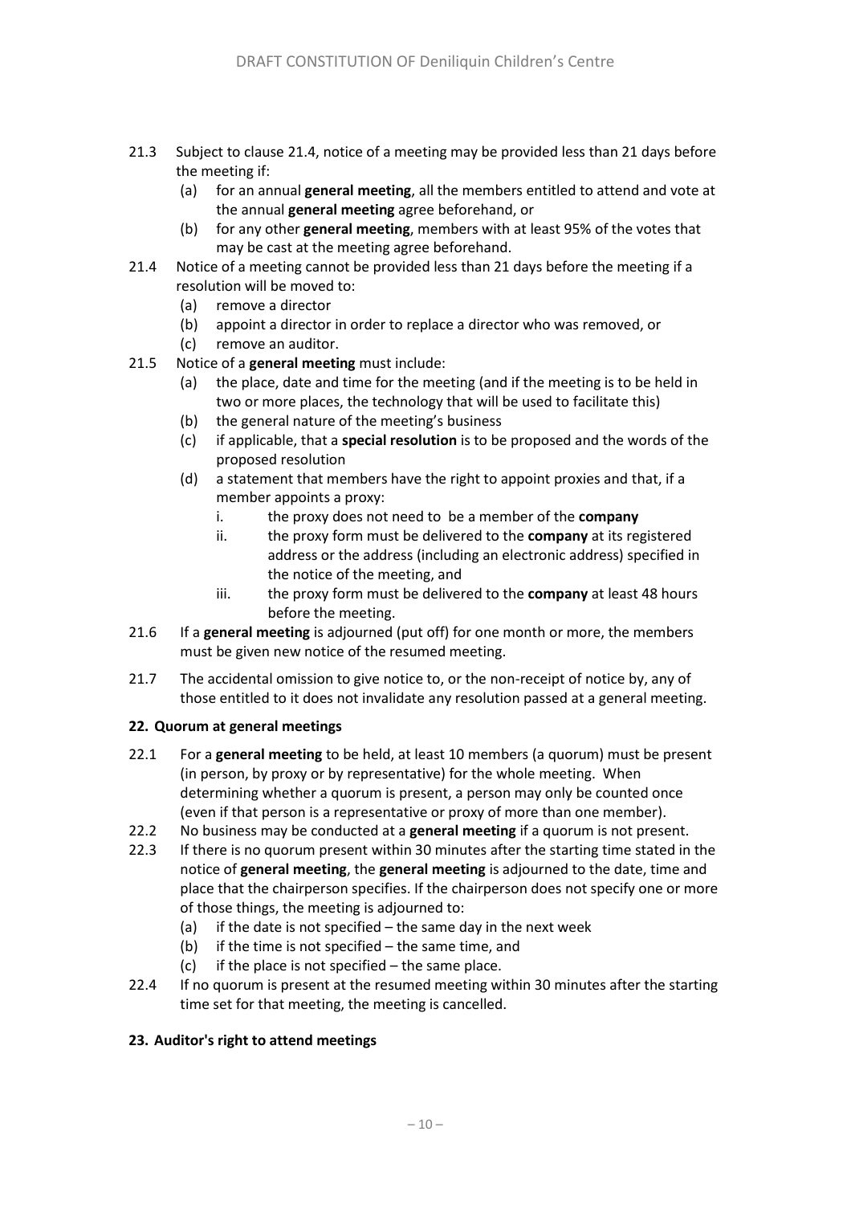21.3 Subject to clause 21.4, notice of a meeting may be provided less than 21 days before the meeting if:

(a) for an annual **general meeting**, all the members entitled to attend and vote at the annual **general meeting** agree beforehand, or

(b) for any other **general meeting**, members with at least 95% of the votes that may be cast at the meeting agree beforehand.

21.4 Notice of a meeting cannot be provided less than 21 days before the meeting if a resolution will be moved to:

(a) remove a director

(b) appoint a director in order to replace a director who was removed, or

(c) remove an auditor.

21.5 Notice of a **general meeting** must include:

(a) the place, date and time for the meeting (and if the meeting is to be held in two or more places, the technology that will be used to facilitate this)

(b) the general nature of the meeting's business

(c) if applicable, that a **special resolution** is to be proposed and the words of the proposed resolution

(d) a statement that members have the right to appoint proxies and that, if a member appoints a proxy:

i. the proxy does not need to be a member of the **company**

ii. the proxy form must be delivered to the **company** at its registered address or the address (including an electronic address) specified in the notice of the meeting, and

iii. the proxy form must be delivered to the **company** at least 48 hours before the meeting.

21.6 If a **general meeting** is adjourned (put off) for one month or more, the members must be given new notice of the resumed meeting.

21.7 The accidental omission to give notice to, or the non-receipt of notice by, any of those entitled to it does not invalidate any resolution passed at a general meeting.

**22. Quorum at general meetings**

22.1 For a **general meeting** to be held, at least 10 members (a quorum) must be present (in person, by proxy or by representative) for the whole meeting. When determining whether a quorum is present, a person may only be counted once (even if that person is a representative or proxy of more than one member).

22.2 No business may be conducted at a **general meeting** if a quorum is not present.

22.3 If there is no quorum present within 30 minutes after the starting time stated in the notice of **general meeting**, the **general meeting** is adjourned to the date, time and place that the chairperson specifies. If the chairperson does not specify one or more of those things, the meeting is adjourned to:

(a) if the date is not specified – the same day in the next week

(b) if the time is not specified – the same time, and

(c) if the place is not specified – the same place.

22.4 If no quorum is present at the resumed meeting within 30 minutes after the starting time set for that meeting, the meeting is cancelled.

**23. Auditor's right to attend meetings**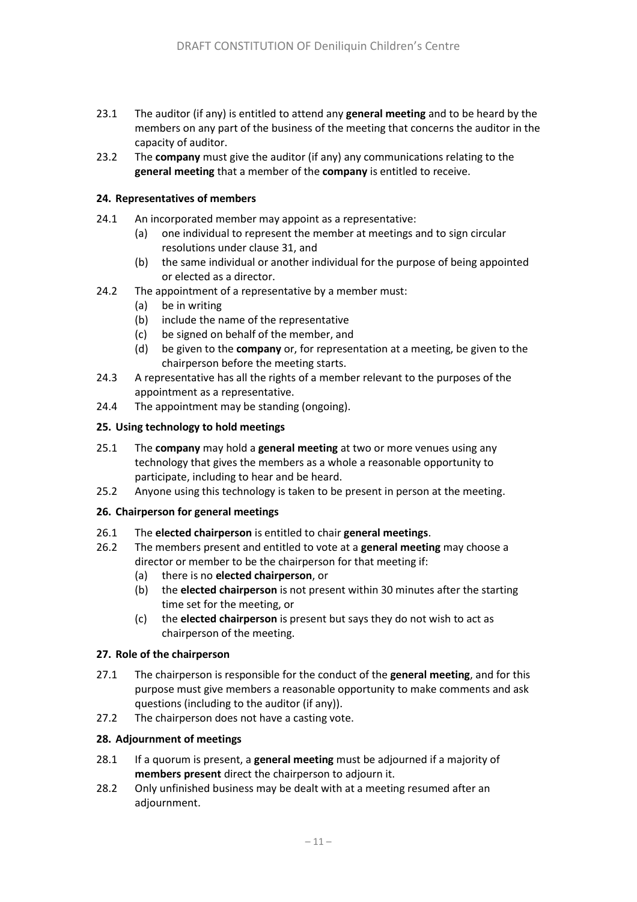23.1 The auditor (if any) is entitled to attend any **general meeting** and to be heard by the members on any part of the business of the meeting that concerns the auditor in the capacity of auditor.

23.2 The **company** must give the auditor (if any) any communications relating to the **general meeting** that a member of the **company** is entitled to receive.

### 24. Representatives of members

24.1 An incorporated member may appoint as a representative:
  - (a) one individual to represent the member at meetings and to sign circular resolutions under clause 31, and
  - (b) the same individual or another individual for the purpose of being appointed or elected as a director.

24.2 The appointment of a representative by a member must:
  - (a) be in writing
  - (b) include the name of the representative
  - (c) be signed on behalf of the member, and
  - (d) be given to the **company** or, for representation at a meeting, be given to the chairperson before the meeting starts.

24.3 A representative has all the rights of a member relevant to the purposes of the appointment as a representative.

24.4 The appointment may be standing (ongoing).

### 25. Using technology to hold meetings

25.1 The **company** may hold a **general meeting** at two or more venues using any technology that gives the members as a whole a reasonable opportunity to participate, including to hear and be heard.

25.2 Anyone using this technology is taken to be present in person at the meeting.

### 26. Chairperson for general meetings

26.1 The **elected chairperson** is entitled to chair **general meetings**.

26.2 The members present and entitled to vote at a **general meeting** may choose a director or member to be the chairperson for that meeting if:
  - (a) there is no **elected chairperson**, or
  - (b) the **elected chairperson** is not present within 30 minutes after the starting time set for the meeting, or
  - (c) the **elected chairperson** is present but says they do not wish to act as chairperson of the meeting.

### 27. Role of the chairperson

27.1 The chairperson is responsible for the conduct of the **general meeting**, and for this purpose must give members a reasonable opportunity to make comments and ask questions (including to the auditor (if any)).

27.2 The chairperson does not have a casting vote.

### 28. Adjournment of meetings

28.1 If a quorum is present, a **general meeting** must be adjourned if a majority of **members present** direct the chairperson to adjourn it.

28.2 Only unfinished business may be dealt with at a meeting resumed after an adjournment.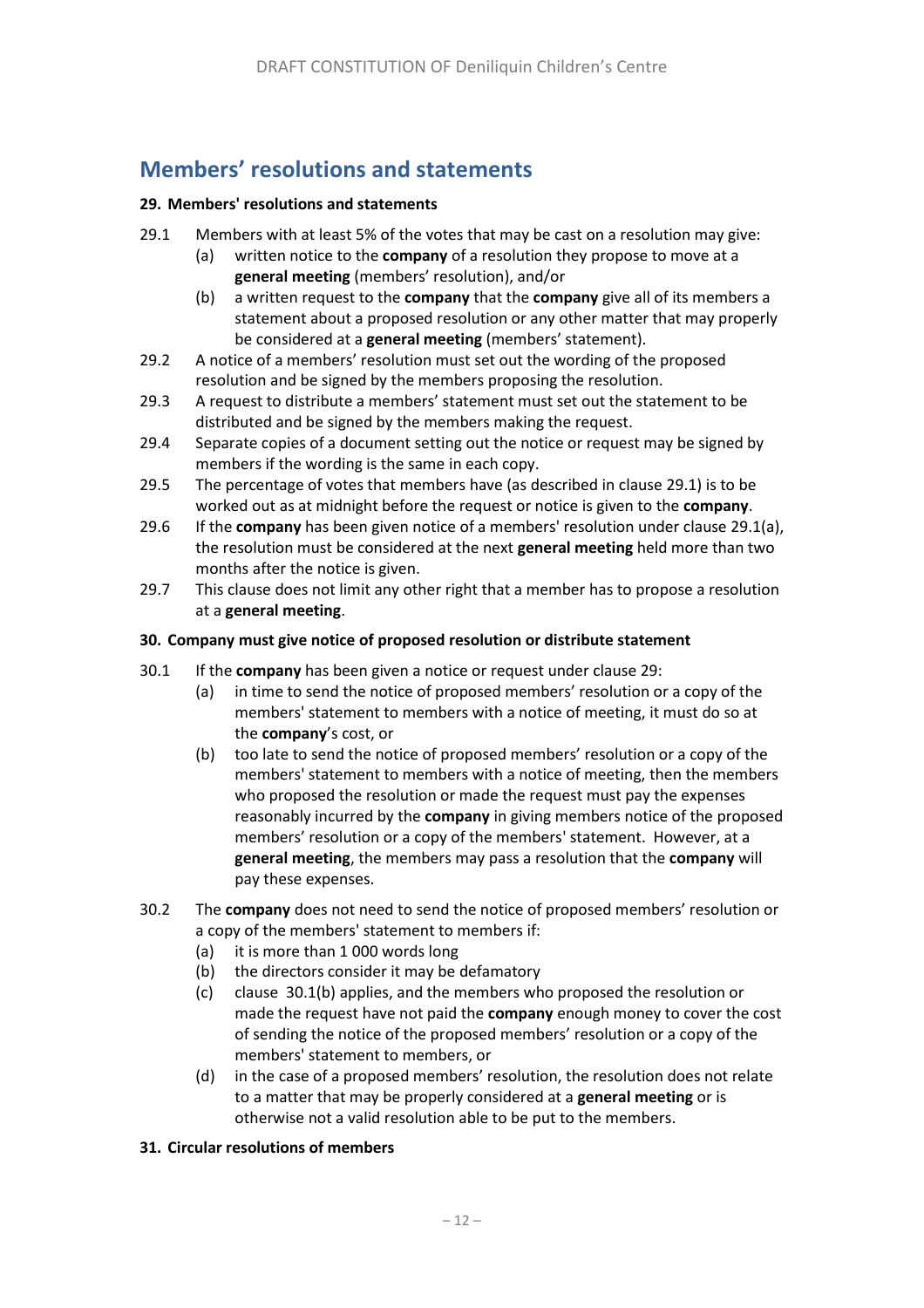## Members' resolutions and statements

### 29. Members' resolutions and statements

29.1 Members with at least 5% of the votes that may be cast on a resolution may give:

- (a) written notice to the **company** of a resolution they propose to move at a **general meeting** (members' resolution), and/or
- (b) a written request to the **company** that the **company** give all of its members a statement about a proposed resolution or any other matter that may properly be considered at a **general meeting** (members' statement).

29.2 A notice of a members' resolution must set out the wording of the proposed resolution and be signed by the members proposing the resolution.

29.3 A request to distribute a members' statement must set out the statement to be distributed and be signed by the members making the request.

29.4 Separate copies of a document setting out the notice or request may be signed by members if the wording is the same in each copy.

29.5 The percentage of votes that members have (as described in clause 29.1) is to be worked out as at midnight before the request or notice is given to the **company**.

29.6 If the **company** has been given notice of a members' resolution under clause 29.1(a), the resolution must be considered at the next **general meeting** held more than two months after the notice is given.

29.7 This clause does not limit any other right that a member has to propose a resolution at a **general meeting**.

### 30. Company must give notice of proposed resolution or distribute statement

30.1 If the **company** has been given a notice or request under clause 29:

- (a) in time to send the notice of proposed members' resolution or a copy of the members' statement to members with a notice of meeting, it must do so at the **company**'s cost, or
- (b) too late to send the notice of proposed members' resolution or a copy of the members' statement to members with a notice of meeting, then the members who proposed the resolution or made the request must pay the expenses reasonably incurred by the **company** in giving members notice of the proposed members' resolution or a copy of the members' statement. However, at a **general meeting**, the members may pass a resolution that the **company** will pay these expenses.

30.2 The **company** does not need to send the notice of proposed members' resolution or a copy of the members' statement to members if:

- (a) it is more than 1 000 words long
- (b) the directors consider it may be defamatory
- (c) clause 30.1(b) applies, and the members who proposed the resolution or made the request have not paid the **company** enough money to cover the cost of sending the notice of the proposed members' resolution or a copy of the members' statement to members, or
- (d) in the case of a proposed members' resolution, the resolution does not relate to a matter that may be properly considered at a **general meeting** or is otherwise not a valid resolution able to be put to the members.

### 31. Circular resolutions of members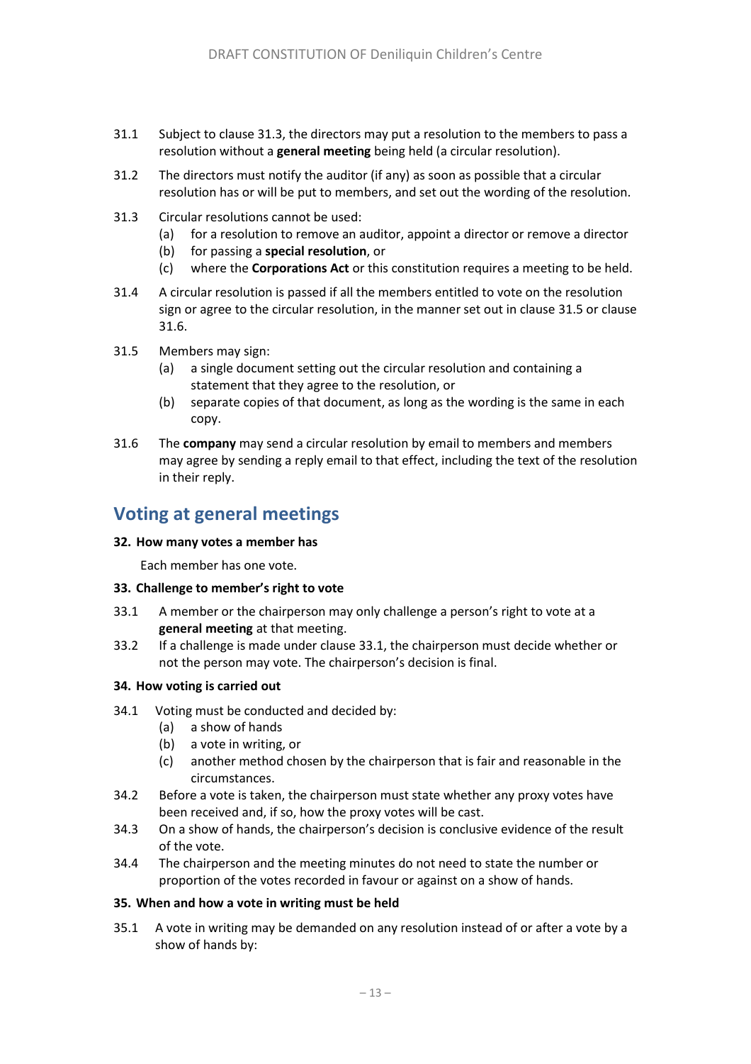31.1 Subject to clause 31.3, the directors may put a resolution to the members to pass a resolution without a **general meeting** being held (a circular resolution).

31.2 The directors must notify the auditor (if any) as soon as possible that a circular resolution has or will be put to members, and set out the wording of the resolution.

31.3 Circular resolutions cannot be used:

- (a) for a resolution to remove an auditor, appoint a director or remove a director
- (b) for passing a **special resolution**, or
- (c) where the **Corporations Act** or this constitution requires a meeting to be held.

31.4 A circular resolution is passed if all the members entitled to vote on the resolution sign or agree to the circular resolution, in the manner set out in clause 31.5 or clause 31.6.

31.5 Members may sign:

- (a) a single document setting out the circular resolution and containing a statement that they agree to the resolution, or
- (b) separate copies of that document, as long as the wording is the same in each copy.

31.6 The **company** may send a circular resolution by email to members and members may agree by sending a reply email to that effect, including the text of the resolution in their reply.

## Voting at general meetings

### 32. How many votes a member has

Each member has one vote.

### 33. Challenge to member's right to vote

33.1 A member or the chairperson may only challenge a person's right to vote at a **general meeting** at that meeting.

33.2 If a challenge is made under clause 33.1, the chairperson must decide whether or not the person may vote. The chairperson's decision is final.

### 34. How voting is carried out

34.1 Voting must be conducted and decided by:

- (a) a show of hands
- (b) a vote in writing, or
- (c) another method chosen by the chairperson that is fair and reasonable in the circumstances.

34.2 Before a vote is taken, the chairperson must state whether any proxy votes have been received and, if so, how the proxy votes will be cast.

34.3 On a show of hands, the chairperson's decision is conclusive evidence of the result of the vote.

34.4 The chairperson and the meeting minutes do not need to state the number or proportion of the votes recorded in favour or against on a show of hands.

### 35. When and how a vote in writing must be held

35.1 A vote in writing may be demanded on any resolution instead of or after a vote by a show of hands by: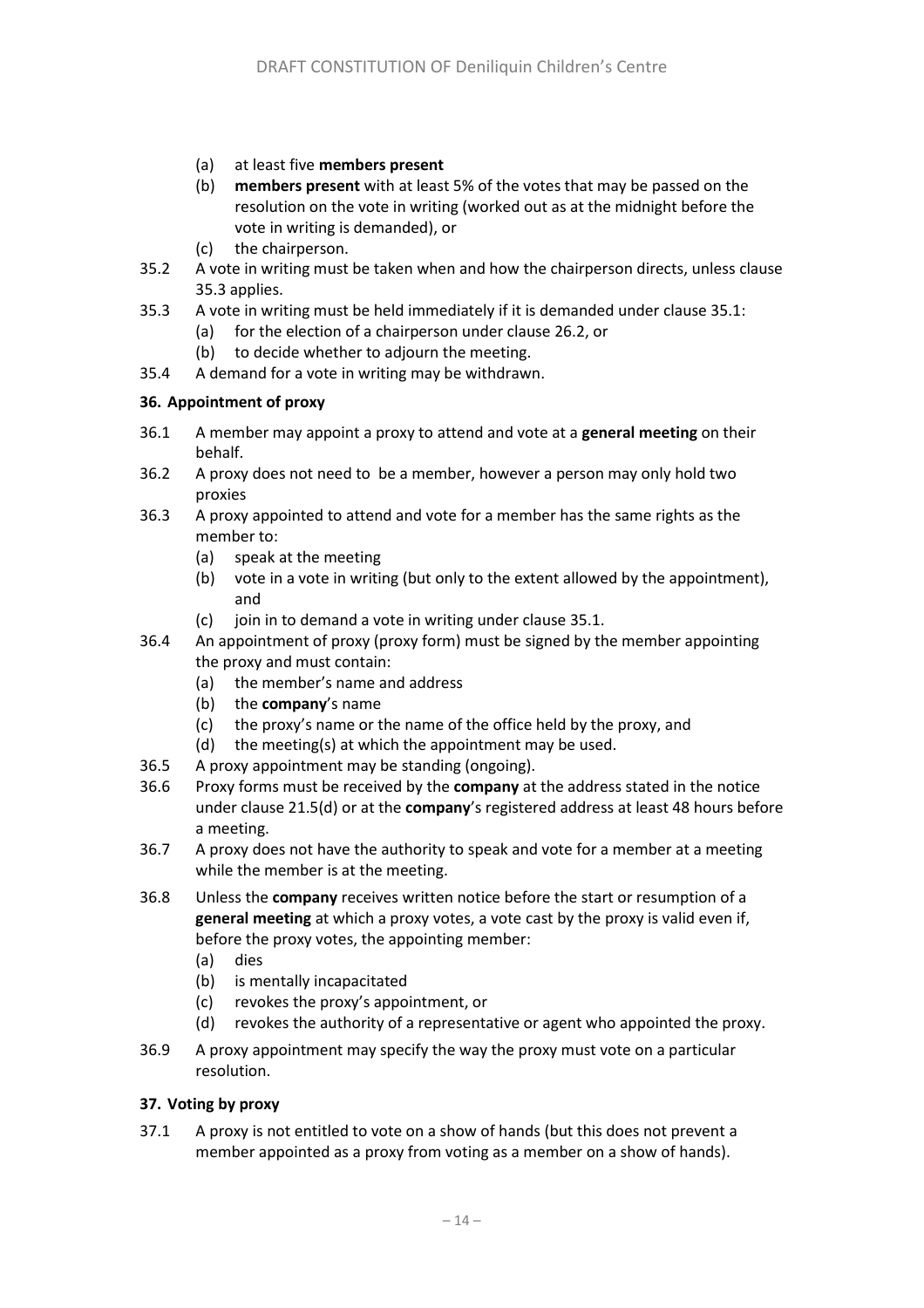(a) at least five **members present**

(b) **members present** with at least 5% of the votes that may be passed on the resolution on the vote in writing (worked out as at the midnight before the vote in writing is demanded), or

(c) the chairperson.

35.2 A vote in writing must be taken when and how the chairperson directs, unless clause 35.3 applies.

35.3 A vote in writing must be held immediately if it is demanded under clause 35.1:

(a) for the election of a chairperson under clause 26.2, or

(b) to decide whether to adjourn the meeting.

35.4 A demand for a vote in writing may be withdrawn.

**36. Appointment of proxy**

36.1 A member may appoint a proxy to attend and vote at a **general meeting** on their behalf.

36.2 A proxy does not need to be a member, however a person may only hold two proxies

36.3 A proxy appointed to attend and vote for a member has the same rights as the member to:

(a) speak at the meeting

(b) vote in a vote in writing (but only to the extent allowed by the appointment), and

(c) join in to demand a vote in writing under clause 35.1.

36.4 An appointment of proxy (proxy form) must be signed by the member appointing the proxy and must contain:

(a) the member's name and address

(b) the **company**'s name

(c) the proxy's name or the name of the office held by the proxy, and

(d) the meeting(s) at which the appointment may be used.

36.5 A proxy appointment may be standing (ongoing).

36.6 Proxy forms must be received by the **company** at the address stated in the notice under clause 21.5(d) or at the **company**'s registered address at least 48 hours before a meeting.

36.7 A proxy does not have the authority to speak and vote for a member at a meeting while the member is at the meeting.

36.8 Unless the **company** receives written notice before the start or resumption of a **general meeting** at which a proxy votes, a vote cast by the proxy is valid even if, before the proxy votes, the appointing member:

(a) dies

(b) is mentally incapacitated

(c) revokes the proxy's appointment, or

(d) revokes the authority of a representative or agent who appointed the proxy.

36.9 A proxy appointment may specify the way the proxy must vote on a particular resolution.

**37. Voting by proxy**

37.1 A proxy is not entitled to vote on a show of hands (but this does not prevent a member appointed as a proxy from voting as a member on a show of hands).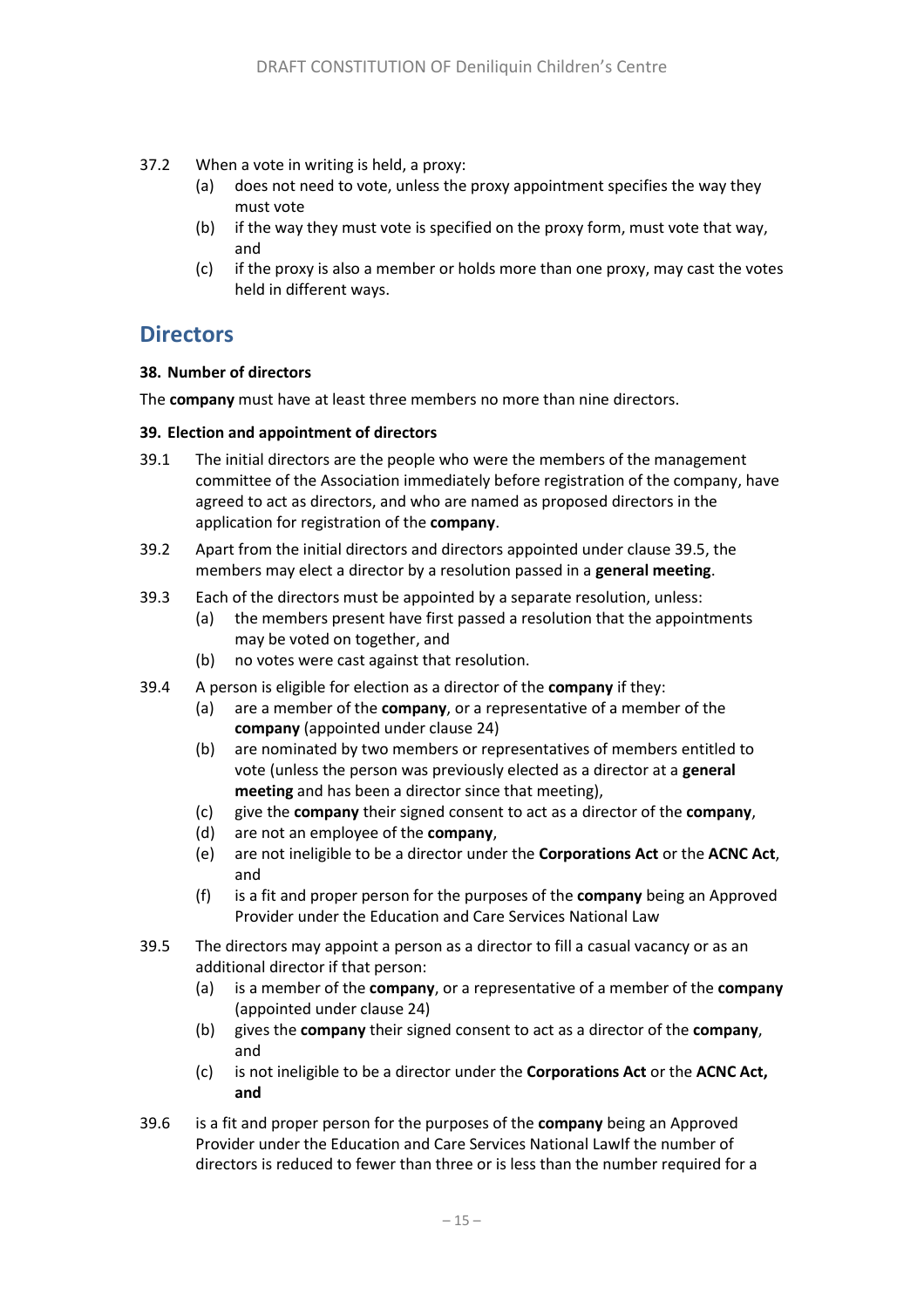37.2 When a vote in writing is held, a proxy:

   (a) does not need to vote, unless the proxy appointment specifies the way they must vote

   (b) if the way they must vote is specified on the proxy form, must vote that way, and

   (c) if the proxy is also a member or holds more than one proxy, may cast the votes held in different ways.

# Directors

**38. Number of directors**

The **company** must have at least three members no more than nine directors.

**39. Election and appointment of directors**

39.1 The initial directors are the people who were the members of the management committee of the Association immediately before registration of the company, have agreed to act as directors, and who are named as proposed directors in the application for registration of the **company**.

39.2 Apart from the initial directors and directors appointed under clause 39.5, the members may elect a director by a resolution passed in a **general meeting**.

39.3 Each of the directors must be appointed by a separate resolution, unless:

   (a) the members present have first passed a resolution that the appointments may be voted on together, and

   (b) no votes were cast against that resolution.

39.4 A person is eligible for election as a director of the **company** if they:

   (a) are a member of the **company**, or a representative of a member of the **company** (appointed under clause 24)

   (b) are nominated by two members or representatives of members entitled to vote (unless the person was previously elected as a director at a **general meeting** and has been a director since that meeting),

   (c) give the **company** their signed consent to act as a director of the **company**,

   (d) are not an employee of the **company**,

   (e) are not ineligible to be a director under the **Corporations Act** or the **ACNC Act**, and

   (f) is a fit and proper person for the purposes of the **company** being an Approved Provider under the Education and Care Services National Law

39.5 The directors may appoint a person as a director to fill a casual vacancy or as an additional director if that person:

   (a) is a member of the **company**, or a representative of a member of the **company** (appointed under clause 24)

   (b) gives the **company** their signed consent to act as a director of the **company**, and

   (c) is not ineligible to be a director under the **Corporations Act** or the **ACNC Act, and**

39.6 is a fit and proper person for the purposes of the **company** being an Approved Provider under the Education and Care Services National LawIf the number of directors is reduced to fewer than three or is less than the number required for a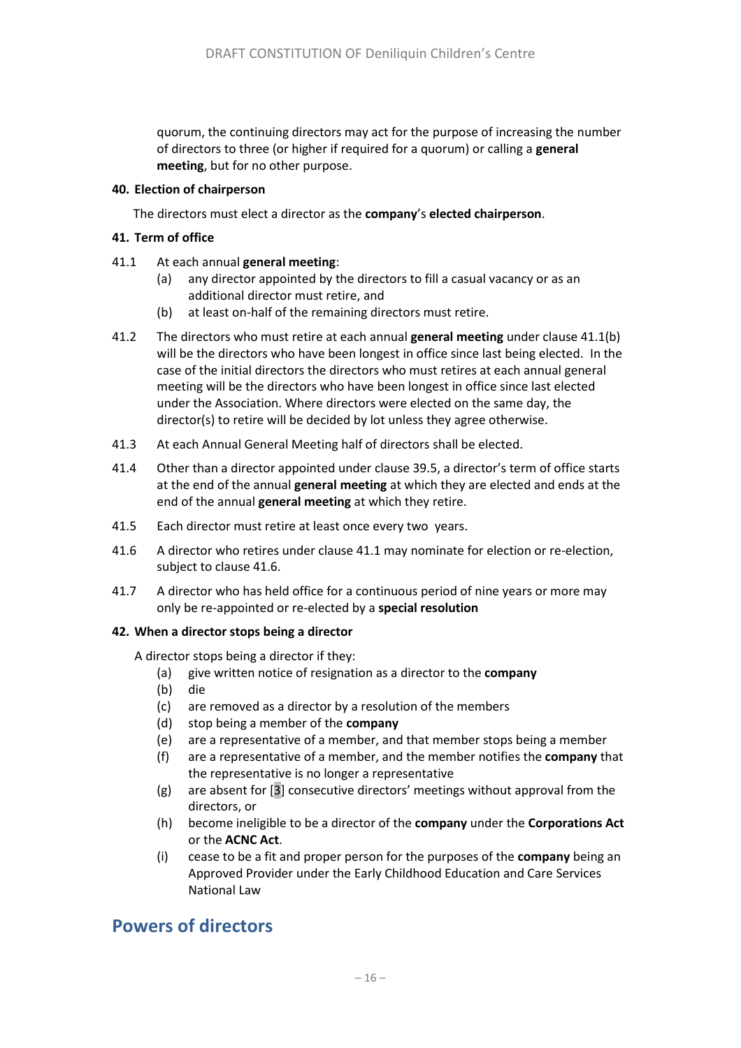quorum, the continuing directors may act for the purpose of increasing the number of directors to three (or higher if required for a quorum) or calling a **general meeting**, but for no other purpose.

**40. Election of chairperson**

The directors must elect a director as the **company**'s **elected chairperson**.

**41. Term of office**

41.1 At each annual **general meeting**:

- (a) any director appointed by the directors to fill a casual vacancy or as an additional director must retire, and
- (b) at least on-half of the remaining directors must retire.

41.2 The directors who must retire at each annual **general meeting** under clause 41.1(b) will be the directors who have been longest in office since last being elected. In the case of the initial directors the directors who must retires at each annual general meeting will be the directors who have been longest in office since last elected under the Association. Where directors were elected on the same day, the director(s) to retire will be decided by lot unless they agree otherwise.

41.3 At each Annual General Meeting half of directors shall be elected.

41.4 Other than a director appointed under clause 39.5, a director's term of office starts at the end of the annual **general meeting** at which they are elected and ends at the end of the annual **general meeting** at which they retire.

41.5 Each director must retire at least once every two years.

41.6 A director who retires under clause 41.1 may nominate for election or re-election, subject to clause 41.6.

41.7 A director who has held office for a continuous period of nine years or more may only be re-appointed or re-elected by a **special resolution**

**42. When a director stops being a director**

A director stops being a director if they:

- (a) give written notice of resignation as a director to the **company**
- (b) die
- (c) are removed as a director by a resolution of the members
- (d) stop being a member of the **company**
- (e) are a representative of a member, and that member stops being a member
- (f) are a representative of a member, and the member notifies the **company** that the representative is no longer a representative
- (g) are absent for [3] consecutive directors' meetings without approval from the directors, or
- (h) become ineligible to be a director of the **company** under the **Corporations Act** or the **ACNC Act**.
- (i) cease to be a fit and proper person for the purposes of the **company** being an Approved Provider under the Early Childhood Education and Care Services National Law

## Powers of directors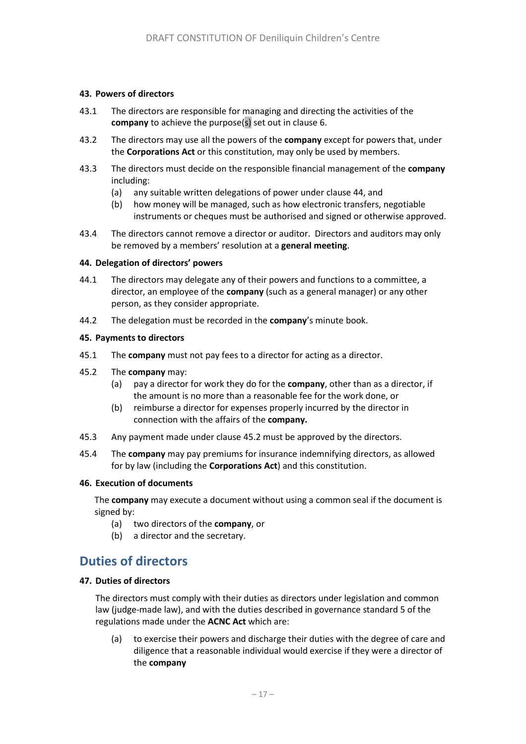**43. Powers of directors**

43.1 The directors are responsible for managing and directing the activities of the **company** to achieve the purpose(s) set out in clause 6.

43.2 The directors may use all the powers of the **company** except for powers that, under the **Corporations Act** or this constitution, may only be used by members.

43.3 The directors must decide on the responsible financial management of the **company** including:

(a) any suitable written delegations of power under clause 44, and

(b) how money will be managed, such as how electronic transfers, negotiable instruments or cheques must be authorised and signed or otherwise approved.

43.4 The directors cannot remove a director or auditor. Directors and auditors may only be removed by a members' resolution at a **general meeting**.

**44. Delegation of directors' powers**

44.1 The directors may delegate any of their powers and functions to a committee, a director, an employee of the **company** (such as a general manager) or any other person, as they consider appropriate.

44.2 The delegation must be recorded in the **company**'s minute book.

**45. Payments to directors**

45.1 The **company** must not pay fees to a director for acting as a director.

45.2 The **company** may:

(a) pay a director for work they do for the **company**, other than as a director, if the amount is no more than a reasonable fee for the work done, or

(b) reimburse a director for expenses properly incurred by the director in connection with the affairs of the **company.**

45.3 Any payment made under clause 45.2 must be approved by the directors.

45.4 The **company** may pay premiums for insurance indemnifying directors, as allowed for by law (including the **Corporations Act**) and this constitution.

**46. Execution of documents**

The **company** may execute a document without using a common seal if the document is signed by:

(a) two directors of the **company**, or

(b) a director and the secretary.

## Duties of directors

**47. Duties of directors**

The directors must comply with their duties as directors under legislation and common law (judge-made law), and with the duties described in governance standard 5 of the regulations made under the **ACNC Act** which are:

(a) to exercise their powers and discharge their duties with the degree of care and diligence that a reasonable individual would exercise if they were a director of the **company**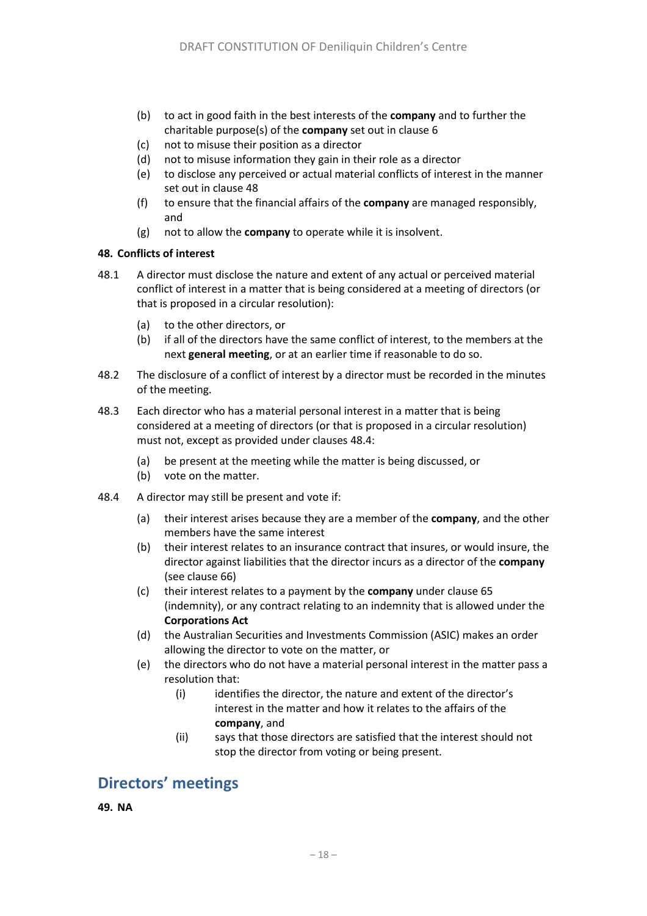(b) to act in good faith in the best interests of the **company** and to further the charitable purpose(s) of the **company** set out in clause 6
(c) not to misuse their position as a director
(d) not to misuse information they gain in their role as a director
(e) to disclose any perceived or actual material conflicts of interest in the manner set out in clause 48
(f) to ensure that the financial affairs of the **company** are managed responsibly, and
(g) not to allow the **company** to operate while it is insolvent.

**48. Conflicts of interest**

48.1 A director must disclose the nature and extent of any actual or perceived material conflict of interest in a matter that is being considered at a meeting of directors (or that is proposed in a circular resolution):

(a) to the other directors, or
(b) if all of the directors have the same conflict of interest, to the members at the next **general meeting**, or at an earlier time if reasonable to do so.

48.2 The disclosure of a conflict of interest by a director must be recorded in the minutes of the meeting.

48.3 Each director who has a material personal interest in a matter that is being considered at a meeting of directors (or that is proposed in a circular resolution) must not, except as provided under clauses 48.4:

(a) be present at the meeting while the matter is being discussed, or
(b) vote on the matter.

48.4 A director may still be present and vote if:

(a) their interest arises because they are a member of the **company**, and the other members have the same interest
(b) their interest relates to an insurance contract that insures, or would insure, the director against liabilities that the director incurs as a director of the **company** (see clause 66)
(c) their interest relates to a payment by the **company** under clause 65 (indemnity), or any contract relating to an indemnity that is allowed under the **Corporations Act**
(d) the Australian Securities and Investments Commission (ASIC) makes an order allowing the director to vote on the matter, or
(e) the directors who do not have a material personal interest in the matter pass a resolution that:
  (i) identifies the director, the nature and extent of the director's interest in the matter and how it relates to the affairs of the **company**, and
  (ii) says that those directors are satisfied that the interest should not stop the director from voting or being present.

## Directors' meetings

**49. NA**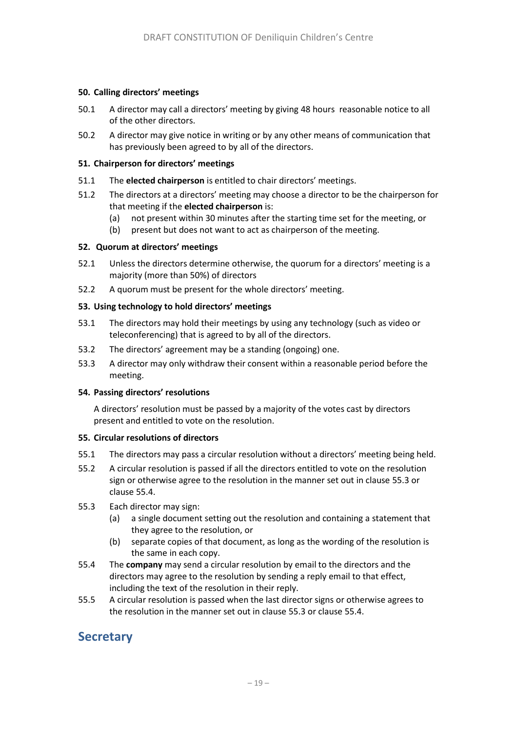### 50. Calling directors' meetings

50.1 A director may call a directors' meeting by giving 48 hours reasonable notice to all of the other directors.

50.2 A director may give notice in writing or by any other means of communication that has previously been agreed to by all of the directors.

### 51. Chairperson for directors' meetings

51.1 The **elected chairperson** is entitled to chair directors' meetings.

51.2 The directors at a directors' meeting may choose a director to be the chairperson for that meeting if the **elected chairperson** is:

- (a) not present within 30 minutes after the starting time set for the meeting, or
- (b) present but does not want to act as chairperson of the meeting.

### 52. Quorum at directors' meetings

52.1 Unless the directors determine otherwise, the quorum for a directors' meeting is a majority (more than 50%) of directors

52.2 A quorum must be present for the whole directors' meeting.

### 53. Using technology to hold directors' meetings

53.1 The directors may hold their meetings by using any technology (such as video or teleconferencing) that is agreed to by all of the directors.

53.2 The directors' agreement may be a standing (ongoing) one.

53.3 A director may only withdraw their consent within a reasonable period before the meeting.

### 54. Passing directors' resolutions

A directors' resolution must be passed by a majority of the votes cast by directors present and entitled to vote on the resolution.

### 55. Circular resolutions of directors

55.1 The directors may pass a circular resolution without a directors' meeting being held.

55.2 A circular resolution is passed if all the directors entitled to vote on the resolution sign or otherwise agree to the resolution in the manner set out in clause 55.3 or clause 55.4.

55.3 Each director may sign:

- (a) a single document setting out the resolution and containing a statement that they agree to the resolution, or
- (b) separate copies of that document, as long as the wording of the resolution is the same in each copy.

55.4 The **company** may send a circular resolution by email to the directors and the directors may agree to the resolution by sending a reply email to that effect, including the text of the resolution in their reply.

55.5 A circular resolution is passed when the last director signs or otherwise agrees to the resolution in the manner set out in clause 55.3 or clause 55.4.

## Secretary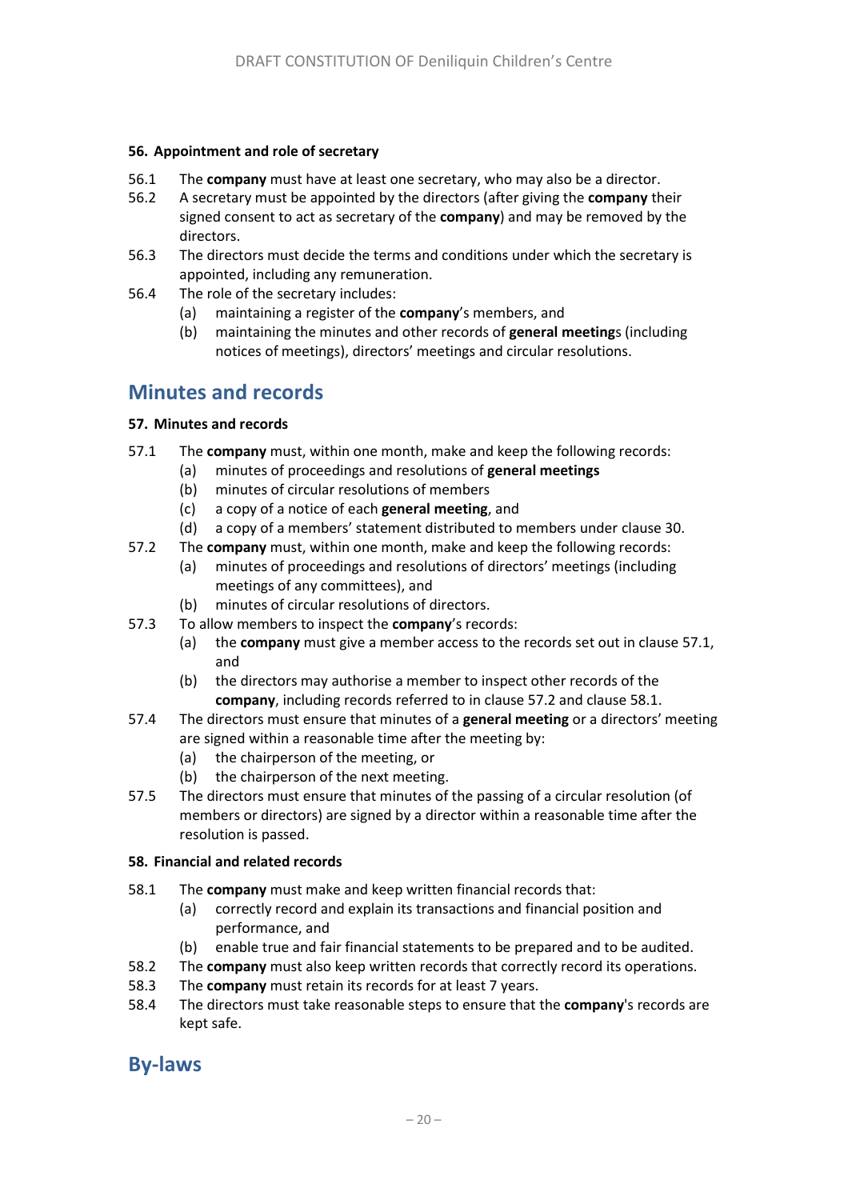#### 56. Appointment and role of secretary

56.1 The **company** must have at least one secretary, who may also be a director.

56.2 A secretary must be appointed by the directors (after giving the **company** their signed consent to act as secretary of the **company**) and may be removed by the directors.

56.3 The directors must decide the terms and conditions under which the secretary is appointed, including any remuneration.

56.4 The role of the secretary includes:

- (a) maintaining a register of the **company**'s members, and
- (b) maintaining the minutes and other records of **general meeting**s (including notices of meetings), directors' meetings and circular resolutions.

## Minutes and records

#### 57. Minutes and records

57.1 The **company** must, within one month, make and keep the following records:

- (a) minutes of proceedings and resolutions of **general meetings**
- (b) minutes of circular resolutions of members
- (c) a copy of a notice of each **general meeting**, and
- (d) a copy of a members' statement distributed to members under clause 30.

57.2 The **company** must, within one month, make and keep the following records:

- (a) minutes of proceedings and resolutions of directors' meetings (including meetings of any committees), and
- (b) minutes of circular resolutions of directors.

57.3 To allow members to inspect the **company**'s records:

- (a) the **company** must give a member access to the records set out in clause 57.1, and
- (b) the directors may authorise a member to inspect other records of the **company**, including records referred to in clause 57.2 and clause 58.1.

57.4 The directors must ensure that minutes of a **general meeting** or a directors' meeting are signed within a reasonable time after the meeting by:

- (a) the chairperson of the meeting, or
- (b) the chairperson of the next meeting.

57.5 The directors must ensure that minutes of the passing of a circular resolution (of members or directors) are signed by a director within a reasonable time after the resolution is passed.

#### 58. Financial and related records

58.1 The **company** must make and keep written financial records that:

- (a) correctly record and explain its transactions and financial position and performance, and
- (b) enable true and fair financial statements to be prepared and to be audited.

58.2 The **company** must also keep written records that correctly record its operations.

58.3 The **company** must retain its records for at least 7 years.

58.4 The directors must take reasonable steps to ensure that the **company**'s records are kept safe.

## By-laws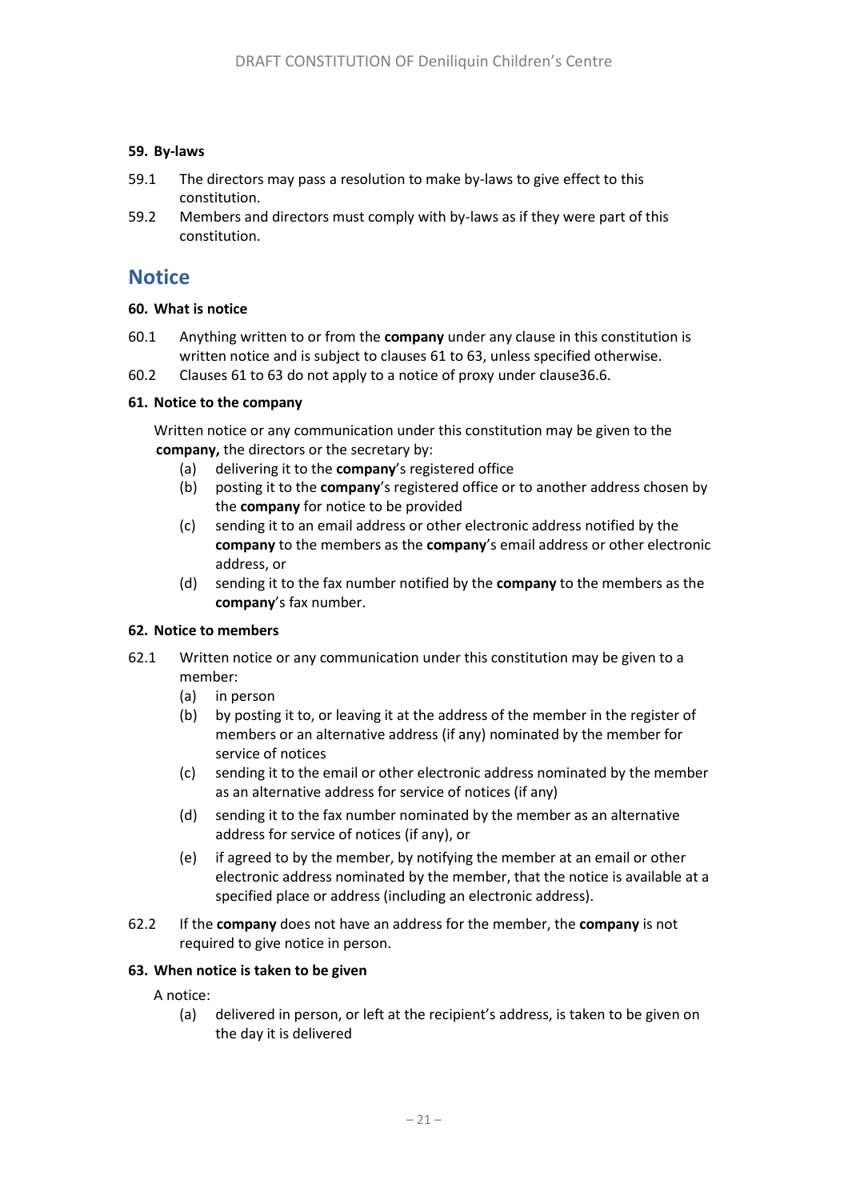#### 59. By-laws

59.1 The directors may pass a resolution to make by-laws to give effect to this constitution.

59.2 Members and directors must comply with by-laws as if they were part of this constitution.

## Notice

#### 60. What is notice

60.1 Anything written to or from the **company** under any clause in this constitution is written notice and is subject to clauses 61 to 63, unless specified otherwise.

60.2 Clauses 61 to 63 do not apply to a notice of proxy under clause36.6.

#### 61. Notice to the company

Written notice or any communication under this constitution may be given to the **company,** the directors or the secretary by:

(a) delivering it to the **company**'s registered office

(b) posting it to the **company**'s registered office or to another address chosen by the **company** for notice to be provided

(c) sending it to an email address or other electronic address notified by the **company** to the members as the **company**'s email address or other electronic address, or

(d) sending it to the fax number notified by the **company** to the members as the **company**'s fax number.

#### 62. Notice to members

62.1 Written notice or any communication under this constitution may be given to a member:

(a) in person

(b) by posting it to, or leaving it at the address of the member in the register of members or an alternative address (if any) nominated by the member for service of notices

(c) sending it to the email or other electronic address nominated by the member as an alternative address for service of notices (if any)

(d) sending it to the fax number nominated by the member as an alternative address for service of notices (if any), or

(e) if agreed to by the member, by notifying the member at an email or other electronic address nominated by the member, that the notice is available at a specified place or address (including an electronic address).

62.2 If the **company** does not have an address for the member, the **company** is not required to give notice in person.

#### 63. When notice is taken to be given

A notice:

(a) delivered in person, or left at the recipient's address, is taken to be given on the day it is delivered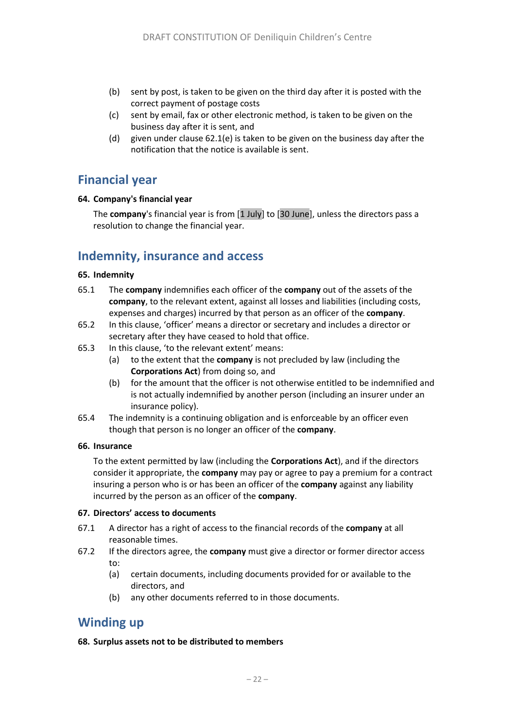(b) sent by post, is taken to be given on the third day after it is posted with the correct payment of postage costs

(c) sent by email, fax or other electronic method, is taken to be given on the business day after it is sent, and

(d) given under clause 62.1(e) is taken to be given on the business day after the notification that the notice is available is sent.

## Financial year

**64. Company's financial year**

The **company**'s financial year is from [1 July] to [30 June], unless the directors pass a resolution to change the financial year.

## Indemnity, insurance and access

**65. Indemnity**

65.1 The **company** indemnifies each officer of the **company** out of the assets of the **company**, to the relevant extent, against all losses and liabilities (including costs, expenses and charges) incurred by that person as an officer of the **company**.

65.2 In this clause, 'officer' means a director or secretary and includes a director or secretary after they have ceased to hold that office.

65.3 In this clause, 'to the relevant extent' means:

(a) to the extent that the **company** is not precluded by law (including the **Corporations Act**) from doing so, and

(b) for the amount that the officer is not otherwise entitled to be indemnified and is not actually indemnified by another person (including an insurer under an insurance policy).

65.4 The indemnity is a continuing obligation and is enforceable by an officer even though that person is no longer an officer of the **company**.

**66. Insurance**

To the extent permitted by law (including the **Corporations Act**), and if the directors consider it appropriate, the **company** may pay or agree to pay a premium for a contract insuring a person who is or has been an officer of the **company** against any liability incurred by the person as an officer of the **company**.

**67. Directors' access to documents**

67.1 A director has a right of access to the financial records of the **company** at all reasonable times.

67.2 If the directors agree, the **company** must give a director or former director access to:

(a) certain documents, including documents provided for or available to the directors, and

(b) any other documents referred to in those documents.

## Winding up

**68. Surplus assets not to be distributed to members**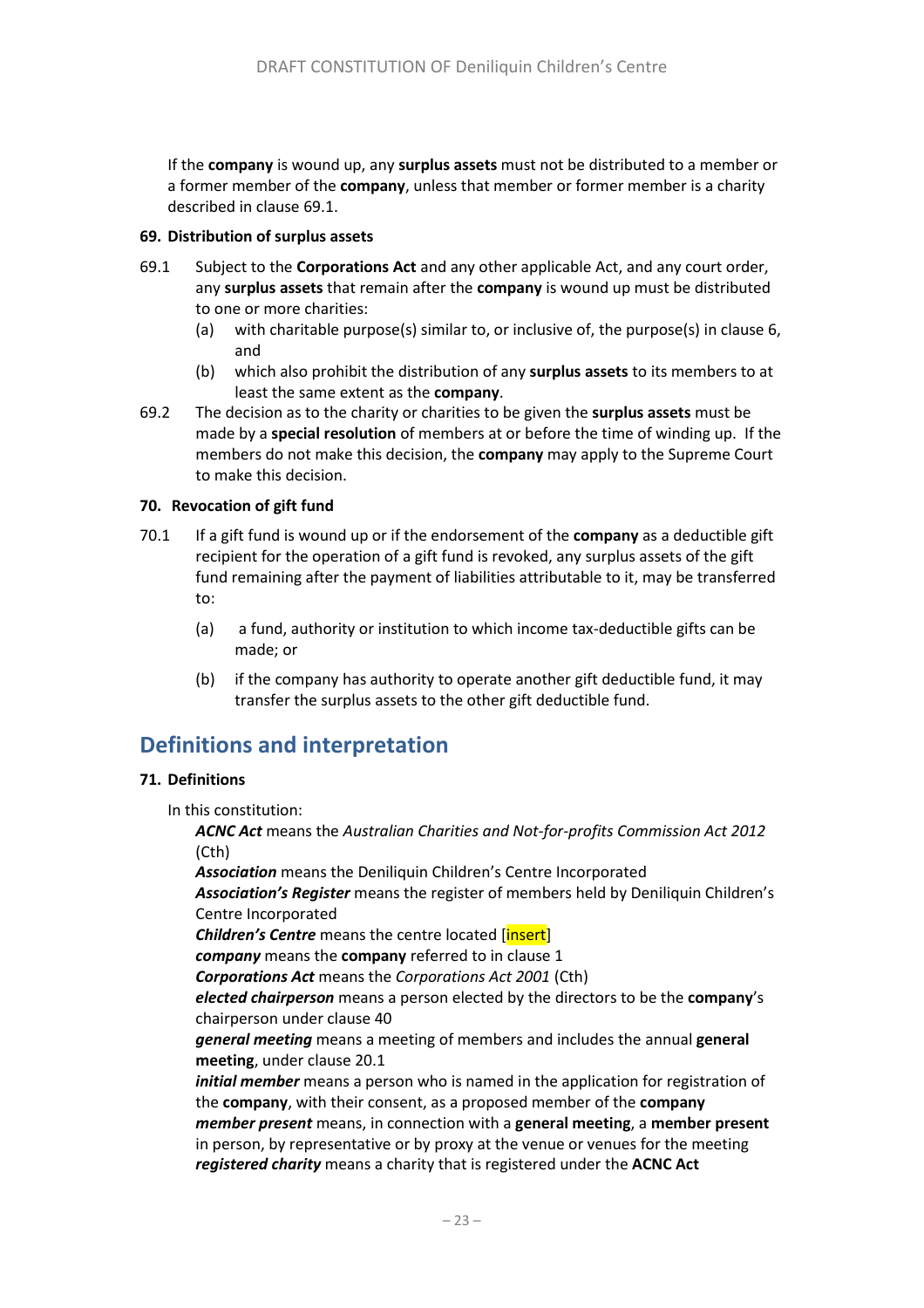If the **company** is wound up, any **surplus assets** must not be distributed to a member or a former member of the **company**, unless that member or former member is a charity described in clause 69.1.

#### 69. Distribution of surplus assets

69.1 Subject to the **Corporations Act** and any other applicable Act, and any court order, any **surplus assets** that remain after the **company** is wound up must be distributed to one or more charities:

(a) with charitable purpose(s) similar to, or inclusive of, the purpose(s) in clause 6, and

(b) which also prohibit the distribution of any **surplus assets** to its members to at least the same extent as the **company**.

69.2 The decision as to the charity or charities to be given the **surplus assets** must be made by a **special resolution** of members at or before the time of winding up. If the members do not make this decision, the **company** may apply to the Supreme Court to make this decision.

#### 70. Revocation of gift fund

70.1 If a gift fund is wound up or if the endorsement of the **company** as a deductible gift recipient for the operation of a gift fund is revoked, any surplus assets of the gift fund remaining after the payment of liabilities attributable to it, may be transferred to:

(a) a fund, authority or institution to which income tax-deductible gifts can be made; or

(b) if the company has authority to operate another gift deductible fund, it may transfer the surplus assets to the other gift deductible fund.

## Definitions and interpretation

#### 71. Definitions

In this constitution:

***ACNC Act*** means the *Australian Charities and Not-for-profits Commission Act 2012* (Cth)

***Association*** means the Deniliquin Children's Centre Incorporated

***Association's Register*** means the register of members held by Deniliquin Children's Centre Incorporated

***Children's Centre*** means the centre located [insert]

***company*** means the **company** referred to in clause 1

***Corporations Act*** means the *Corporations Act 2001* (Cth)

***elected chairperson*** means a person elected by the directors to be the **company**'s chairperson under clause 40

***general meeting*** means a meeting of members and includes the annual **general meeting**, under clause 20.1

***initial member*** means a person who is named in the application for registration of the **company**, with their consent, as a proposed member of the **company**

***member present*** means, in connection with a **general meeting**, a **member present** in person, by representative or by proxy at the venue or venues for the meeting

***registered charity*** means a charity that is registered under the **ACNC Act**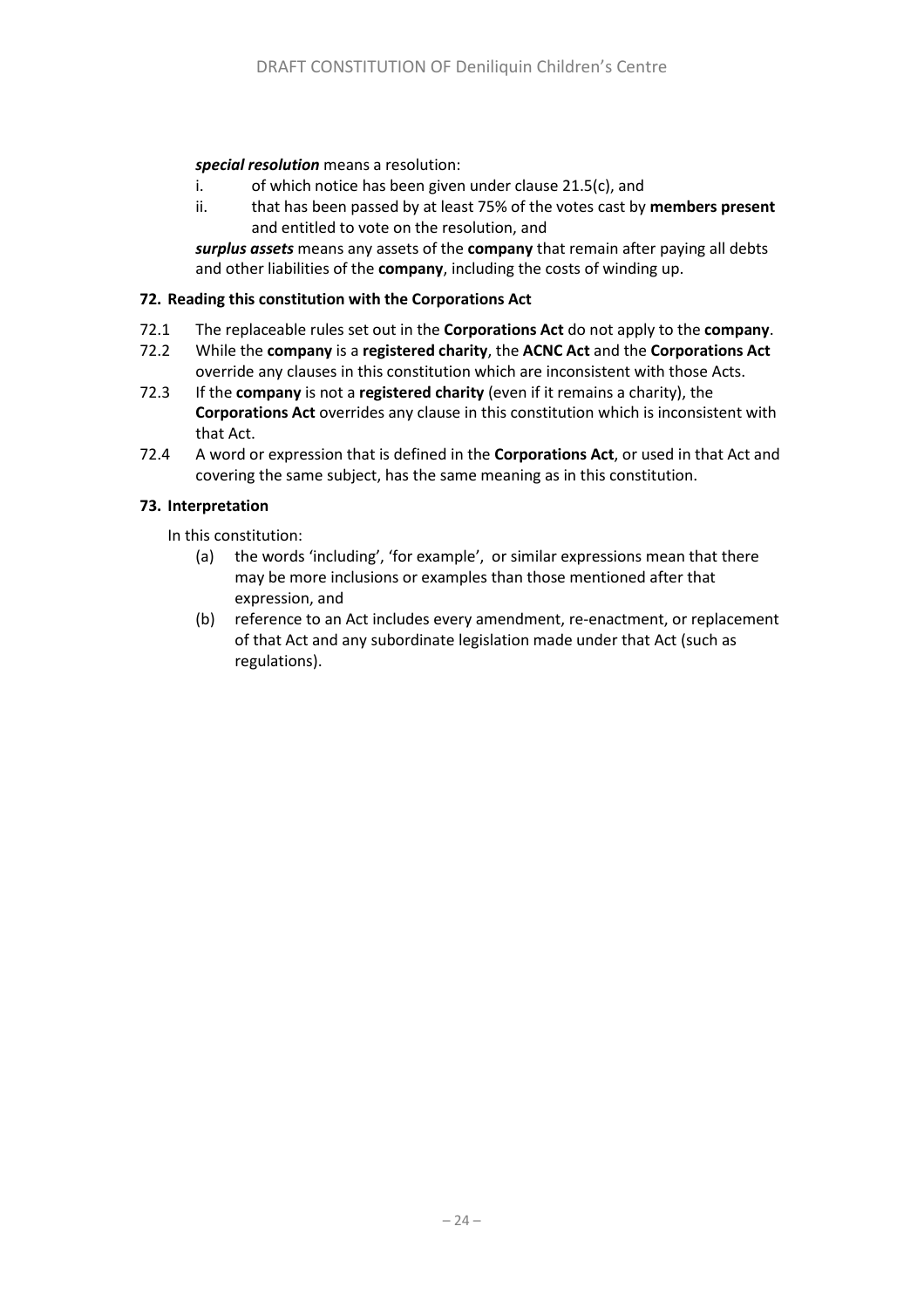***special resolution*** means a resolution:

i. of which notice has been given under clause 21.5(c), and

ii. that has been passed by at least 75% of the votes cast by **members present** and entitled to vote on the resolution, and

***surplus assets*** means any assets of the **company** that remain after paying all debts and other liabilities of the **company**, including the costs of winding up.

**72. Reading this constitution with the Corporations Act**

72.1 The replaceable rules set out in the **Corporations Act** do not apply to the **company**.

72.2 While the **company** is a **registered charity**, the **ACNC Act** and the **Corporations Act** override any clauses in this constitution which are inconsistent with those Acts.

72.3 If the **company** is not a **registered charity** (even if it remains a charity), the **Corporations Act** overrides any clause in this constitution which is inconsistent with that Act.

72.4 A word or expression that is defined in the **Corporations Act**, or used in that Act and covering the same subject, has the same meaning as in this constitution.

**73. Interpretation**

In this constitution:

(a) the words 'including', 'for example', or similar expressions mean that there may be more inclusions or examples than those mentioned after that expression, and

(b) reference to an Act includes every amendment, re-enactment, or replacement of that Act and any subordinate legislation made under that Act (such as regulations).